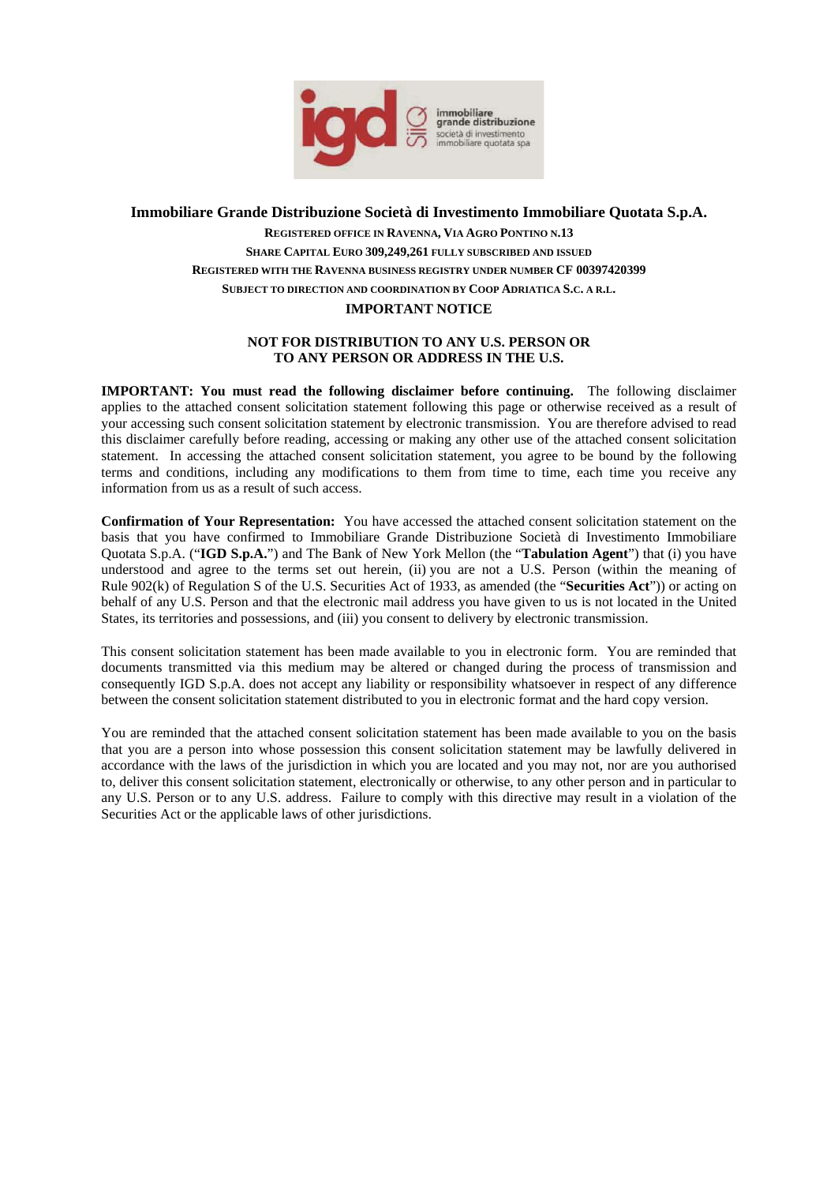# Immobiliare Grande Distribuzione Società di Investimento Immobiliare Quotata S.p.A.

REGISTERED OFFICE IN RAVENNA, VIA AGRO PONTINO N.13

SHARE CAPITAL EURO 309,249,261 FULLY SUBSCRIBED AND ISSUED

REGISTERED WITH THE RAVENNA BUSINESS REGISTRY UNDER NUMBER CF 00397420399

SUBJECT TO DIRECTION AND COORDINATION BY COOP ADRIATICA S.C. A R.L.

## IMPORTANT NOTICE

**NOT FOR DISTRIBUTION TO ANY U.S. PERSON OR TO ANY PERSON OR ADDRESS IN THE U.S.**

**IMPORTANT: You must read the following disclaimer before continuing.** The following disclaimer applies to the attached consent solicitation statement following this page or otherwise received as a result of your accessing such consent solicitation statement by electronic transmission. You are therefore advised to read this disclaimer carefully before reading, accessing or making any other use of the attached consent solicitation statement. In accessing the attached consent solicitation statement, you agree to be bound by the following terms and conditions, including any modifications to them from time to time, each time you receive any information from us as a result of such access.

**Confirmation of Your Representation:** You have accessed the attached consent solicitation statement on the basis that you have confirmed to Immobiliare Grande Distribuzione Società di Investimento Immobiliare Quotata S.p.A. ("**IGD S.p.A.**") and The Bank of New York Mellon (the "**Tabulation Agent**") that (i) you have understood and agree to the terms set out herein, (ii) you are not a U.S. Person (within the meaning of Rule 902(k) of Regulation S of the U.S. Securities Act of 1933, as amended (the "**Securities Act**")) or acting on behalf of any U.S. Person and that the electronic mail address you have given to us is not located in the United States, its territories and possessions, and (iii) you consent to delivery by electronic transmission.

This consent solicitation statement has been made available to you in electronic form. You are reminded that documents transmitted via this medium may be altered or changed during the process of transmission and consequently IGD S.p.A. does not accept any liability or responsibility whatsoever in respect of any difference between the consent solicitation statement distributed to you in electronic format and the hard copy version.

You are reminded that the attached consent solicitation statement has been made available to you on the basis that you are a person into whose possession this consent solicitation statement may be lawfully delivered in accordance with the laws of the jurisdiction in which you are located and you may not, nor are you authorised to, deliver this consent solicitation statement, electronically or otherwise, to any other person and in particular to any U.S. Person or to any U.S. address. Failure to comply with this directive may result in a violation of the Securities Act or the applicable laws of other jurisdictions.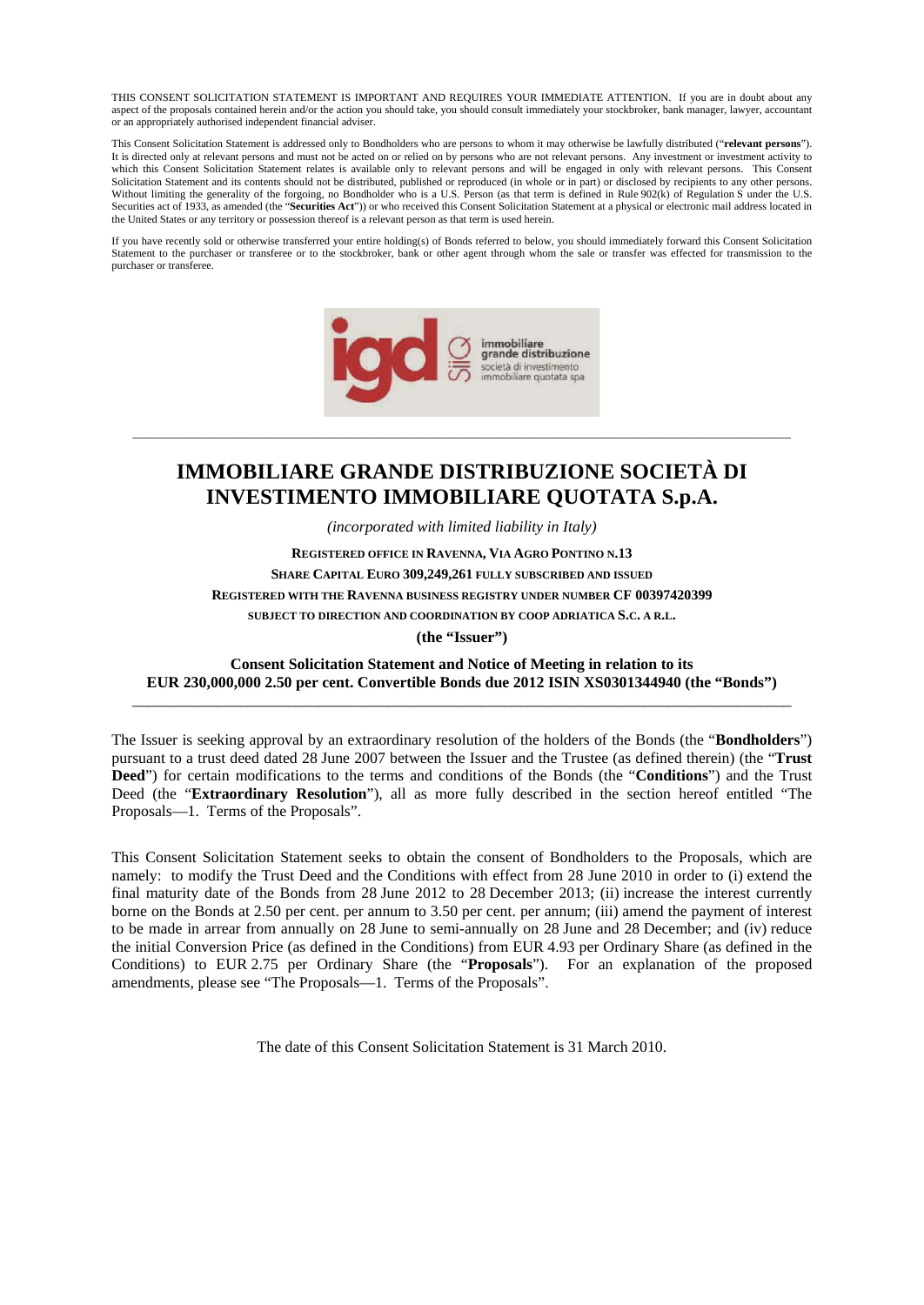THIS CONSENT SOLICITATION STATEMENT IS IMPORTANT AND REQUIRES YOUR IMMEDIATE ATTENTION. If you are in doubt about any aspect of the proposals contained herein and/or the action you should take, you should consult immediately your stockbroker, bank manager, lawyer, accountant or an appropriately authorised independent financial adviser.

This Consent Solicitation Statement is addressed only to Bondholders who are persons to whom it may otherwise be lawfully distributed ("**relevant persons**"). It is directed only at relevant persons and must not be acted on or relied on by persons who are not relevant persons. Any investment or investment activity to which this Consent Solicitation Statement relates is available only to relevant persons and will be engaged in only with relevant persons. This Consent Solicitation Statement and its contents should not be distributed, published or reproduced (in whole or in part) or disclosed by recipients to any other persons. Without limiting the generality of the forgoing, no Bondholder who is a U.S. Person (as that term is defined in Rule 902(k) of Regulation S under the U.S. Securities act of 1933, as amended (the "**Securities Act**")) or who received this Consent Solicitation Statement at a physical or electronic mail address located in the United States or any territory or possession thereof is a relevant person as that term is used herein.

If you have recently sold or otherwise transferred your entire holding(s) of Bonds referred to below, you should immediately forward this Consent Solicitation Statement to the purchaser or transferee or to the stockbroker, bank or other agent through whom the sale or transfer was effected for transmission to the purchaser or transferee.

igd immobiliare grande distribuzione società di investimento immobiliare quotata spa

---

# IMMOBILIARE GRANDE DISTRIBUZIONE SOCIETÀ DI INVESTIMENTO IMMOBILIARE QUOTATA S.p.A.

*(incorporated with limited liability in Italy)*

**REGISTERED OFFICE IN RAVENNA, VIA AGRO PONTINO N.13**

**SHARE CAPITAL EURO 309,249,261 FULLY SUBSCRIBED AND ISSUED**

**REGISTERED WITH THE RAVENNA BUSINESS REGISTRY UNDER NUMBER CF 00397420399**

**SUBJECT TO DIRECTION AND COORDINATION BY COOP ADRIATICA S.C. A R.L.**

**(the "Issuer")**

**Consent Solicitation Statement and Notice of Meeting in relation to its EUR 230,000,000 2.50 per cent. Convertible Bonds due 2012 ISIN XS0301344940 (the "Bonds")**

---

The Issuer is seeking approval by an extraordinary resolution of the holders of the Bonds (the "**Bondholders**") pursuant to a trust deed dated 28 June 2007 between the Issuer and the Trustee (as defined therein) (the "**Trust Deed**") for certain modifications to the terms and conditions of the Bonds (the "**Conditions**") and the Trust Deed (the "**Extraordinary Resolution**"), all as more fully described in the section hereof entitled "The Proposals—1. Terms of the Proposals".

This Consent Solicitation Statement seeks to obtain the consent of Bondholders to the Proposals, which are namely: to modify the Trust Deed and the Conditions with effect from 28 June 2010 in order to (i) extend the final maturity date of the Bonds from 28 June 2012 to 28 December 2013; (ii) increase the interest currently borne on the Bonds at 2.50 per cent. per annum to 3.50 per cent. per annum; (iii) amend the payment of interest to be made in arrear from annually on 28 June to semi-annually on 28 June and 28 December; and (iv) reduce the initial Conversion Price (as defined in the Conditions) from EUR 4.93 per Ordinary Share (as defined in the Conditions) to EUR 2.75 per Ordinary Share (the "**Proposals**"). For an explanation of the proposed amendments, please see "The Proposals—1. Terms of the Proposals".

The date of this Consent Solicitation Statement is 31 March 2010.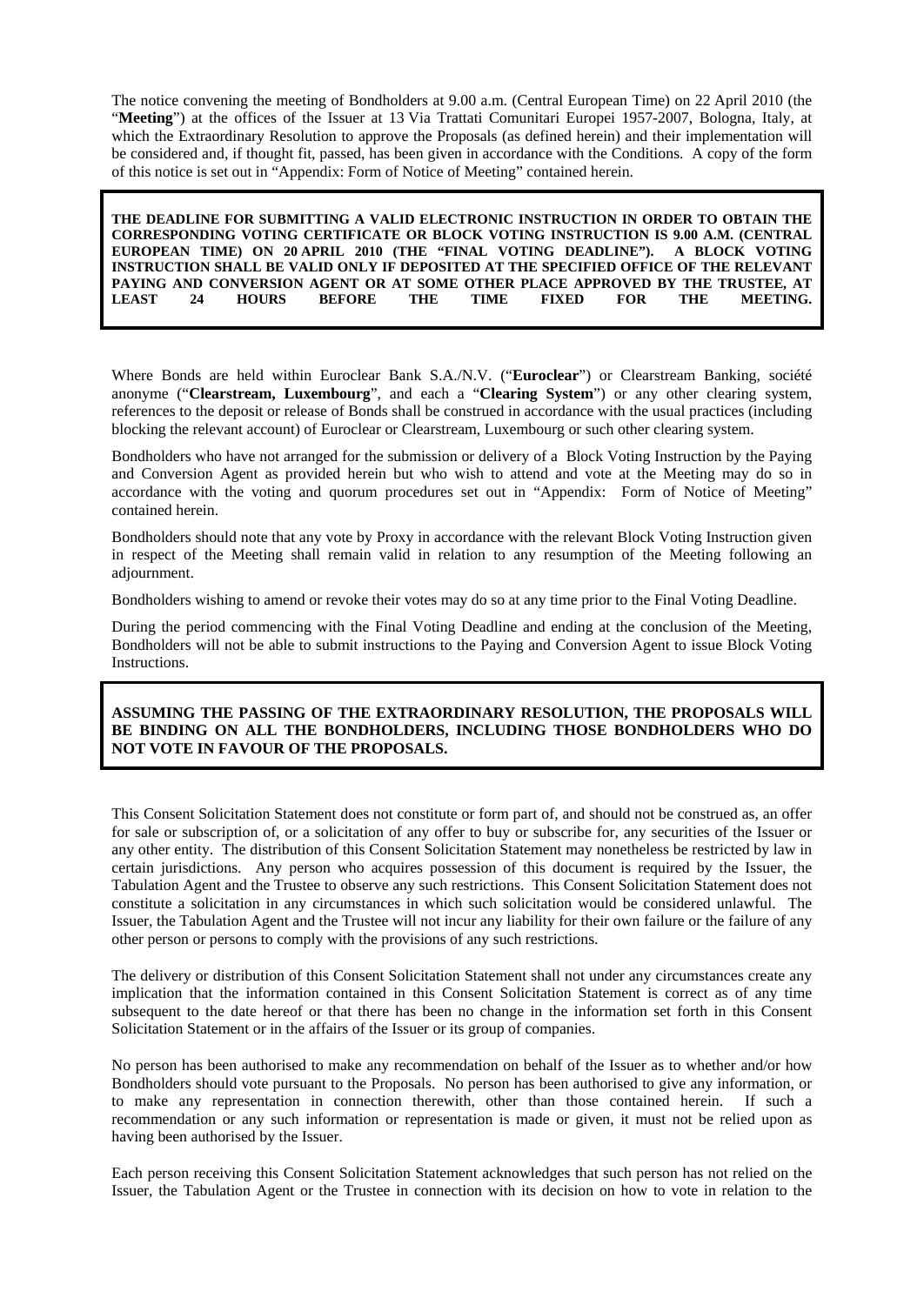The notice convening the meeting of Bondholders at 9.00 a.m. (Central European Time) on 22 April 2010 (the "**Meeting**") at the offices of the Issuer at 13 Via Trattati Comunitari Europei 1957-2007, Bologna, Italy, at which the Extraordinary Resolution to approve the Proposals (as defined herein) and their implementation will be considered and, if thought fit, passed, has been given in accordance with the Conditions. A copy of the form of this notice is set out in "Appendix: Form of Notice of Meeting" contained herein.

**THE DEADLINE FOR SUBMITTING A VALID ELECTRONIC INSTRUCTION IN ORDER TO OBTAIN THE CORRESPONDING VOTING CERTIFICATE OR BLOCK VOTING INSTRUCTION IS 9.00 A.M. (CENTRAL EUROPEAN TIME) ON 20 APRIL 2010 (THE "FINAL VOTING DEADLINE"). A BLOCK VOTING INSTRUCTION SHALL BE VALID ONLY IF DEPOSITED AT THE SPECIFIED OFFICE OF THE RELEVANT PAYING AND CONVERSION AGENT OR AT SOME OTHER PLACE APPROVED BY THE TRUSTEE, AT LEAST 24 HOURS BEFORE THE TIME FIXED FOR THE MEETING.**

Where Bonds are held within Euroclear Bank S.A./N.V. ("**Euroclear**") or Clearstream Banking, société anonyme ("**Clearstream, Luxembourg**", and each a "**Clearing System**") or any other clearing system, references to the deposit or release of Bonds shall be construed in accordance with the usual practices (including blocking the relevant account) of Euroclear or Clearstream, Luxembourg or such other clearing system.

Bondholders who have not arranged for the submission or delivery of a Block Voting Instruction by the Paying and Conversion Agent as provided herein but who wish to attend and vote at the Meeting may do so in accordance with the voting and quorum procedures set out in "Appendix: Form of Notice of Meeting" contained herein.

Bondholders should note that any vote by Proxy in accordance with the relevant Block Voting Instruction given in respect of the Meeting shall remain valid in relation to any resumption of the Meeting following an adjournment.

Bondholders wishing to amend or revoke their votes may do so at any time prior to the Final Voting Deadline.

During the period commencing with the Final Voting Deadline and ending at the conclusion of the Meeting, Bondholders will not be able to submit instructions to the Paying and Conversion Agent to issue Block Voting Instructions.

**ASSUMING THE PASSING OF THE EXTRAORDINARY RESOLUTION, THE PROPOSALS WILL BE BINDING ON ALL THE BONDHOLDERS, INCLUDING THOSE BONDHOLDERS WHO DO NOT VOTE IN FAVOUR OF THE PROPOSALS.**

This Consent Solicitation Statement does not constitute or form part of, and should not be construed as, an offer for sale or subscription of, or a solicitation of any offer to buy or subscribe for, any securities of the Issuer or any other entity. The distribution of this Consent Solicitation Statement may nonetheless be restricted by law in certain jurisdictions. Any person who acquires possession of this document is required by the Issuer, the Tabulation Agent and the Trustee to observe any such restrictions. This Consent Solicitation Statement does not constitute a solicitation in any circumstances in which such solicitation would be considered unlawful. The Issuer, the Tabulation Agent and the Trustee will not incur any liability for their own failure or the failure of any other person or persons to comply with the provisions of any such restrictions.

The delivery or distribution of this Consent Solicitation Statement shall not under any circumstances create any implication that the information contained in this Consent Solicitation Statement is correct as of any time subsequent to the date hereof or that there has been no change in the information set forth in this Consent Solicitation Statement or in the affairs of the Issuer or its group of companies.

No person has been authorised to make any recommendation on behalf of the Issuer as to whether and/or how Bondholders should vote pursuant to the Proposals. No person has been authorised to give any information, or to make any representation in connection therewith, other than those contained herein. If such a recommendation or any such information or representation is made or given, it must not be relied upon as having been authorised by the Issuer.

Each person receiving this Consent Solicitation Statement acknowledges that such person has not relied on the Issuer, the Tabulation Agent or the Trustee in connection with its decision on how to vote in relation to the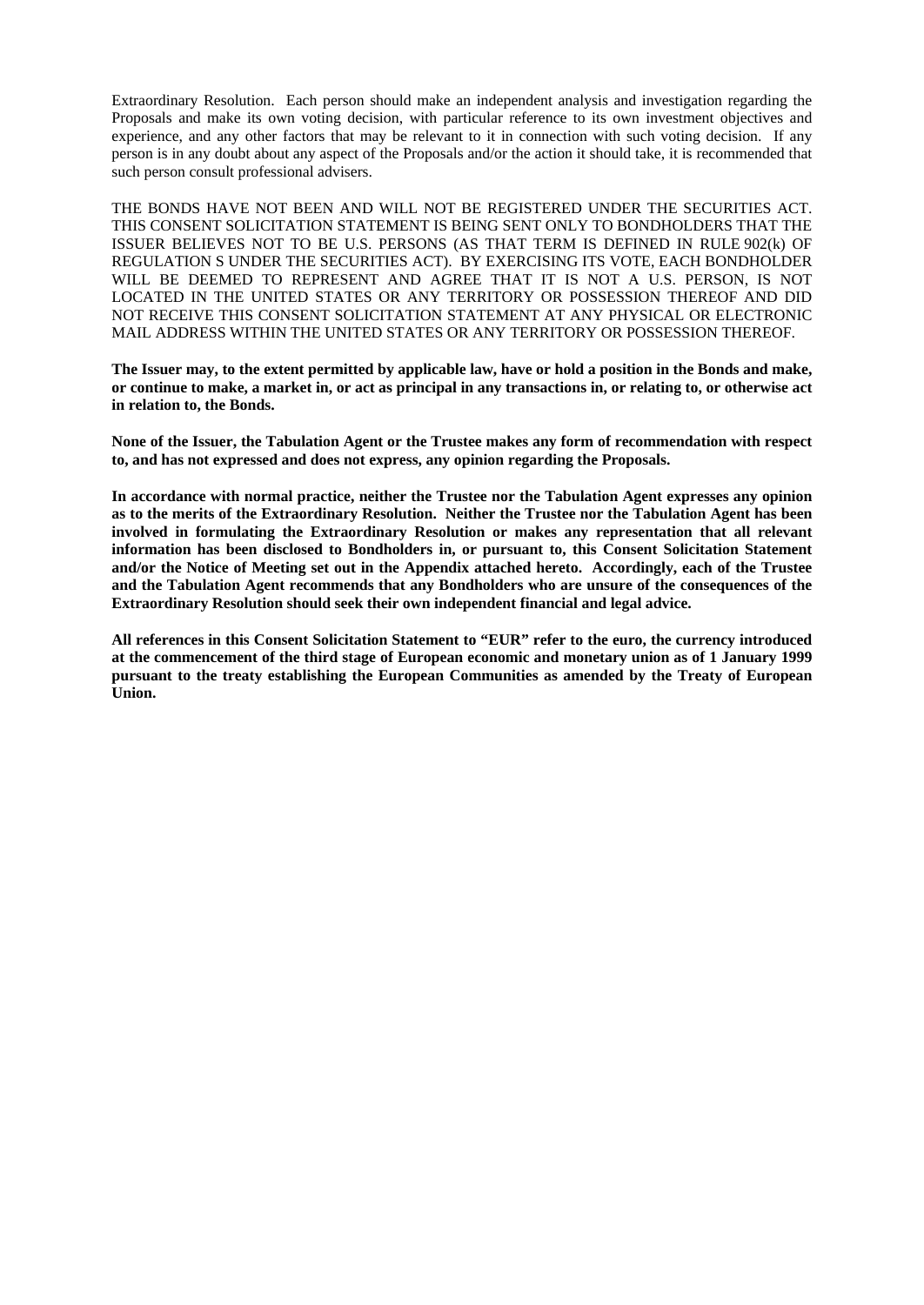Extraordinary Resolution. Each person should make an independent analysis and investigation regarding the Proposals and make its own voting decision, with particular reference to its own investment objectives and experience, and any other factors that may be relevant to it in connection with such voting decision. If any person is in any doubt about any aspect of the Proposals and/or the action it should take, it is recommended that such person consult professional advisers.

THE BONDS HAVE NOT BEEN AND WILL NOT BE REGISTERED UNDER THE SECURITIES ACT. THIS CONSENT SOLICITATION STATEMENT IS BEING SENT ONLY TO BONDHOLDERS THAT THE ISSUER BELIEVES NOT TO BE U.S. PERSONS (AS THAT TERM IS DEFINED IN RULE 902(k) OF REGULATION S UNDER THE SECURITIES ACT). BY EXERCISING ITS VOTE, EACH BONDHOLDER WILL BE DEEMED TO REPRESENT AND AGREE THAT IT IS NOT A U.S. PERSON, IS NOT LOCATED IN THE UNITED STATES OR ANY TERRITORY OR POSSESSION THEREOF AND DID NOT RECEIVE THIS CONSENT SOLICITATION STATEMENT AT ANY PHYSICAL OR ELECTRONIC MAIL ADDRESS WITHIN THE UNITED STATES OR ANY TERRITORY OR POSSESSION THEREOF.

**The Issuer may, to the extent permitted by applicable law, have or hold a position in the Bonds and make, or continue to make, a market in, or act as principal in any transactions in, or relating to, or otherwise act in relation to, the Bonds.**

**None of the Issuer, the Tabulation Agent or the Trustee makes any form of recommendation with respect to, and has not expressed and does not express, any opinion regarding the Proposals.**

**In accordance with normal practice, neither the Trustee nor the Tabulation Agent expresses any opinion as to the merits of the Extraordinary Resolution. Neither the Trustee nor the Tabulation Agent has been involved in formulating the Extraordinary Resolution or makes any representation that all relevant information has been disclosed to Bondholders in, or pursuant to, this Consent Solicitation Statement and/or the Notice of Meeting set out in the Appendix attached hereto. Accordingly, each of the Trustee and the Tabulation Agent recommends that any Bondholders who are unsure of the consequences of the Extraordinary Resolution should seek their own independent financial and legal advice.**

**All references in this Consent Solicitation Statement to "EUR" refer to the euro, the currency introduced at the commencement of the third stage of European economic and monetary union as of 1 January 1999 pursuant to the treaty establishing the European Communities as amended by the Treaty of European Union.**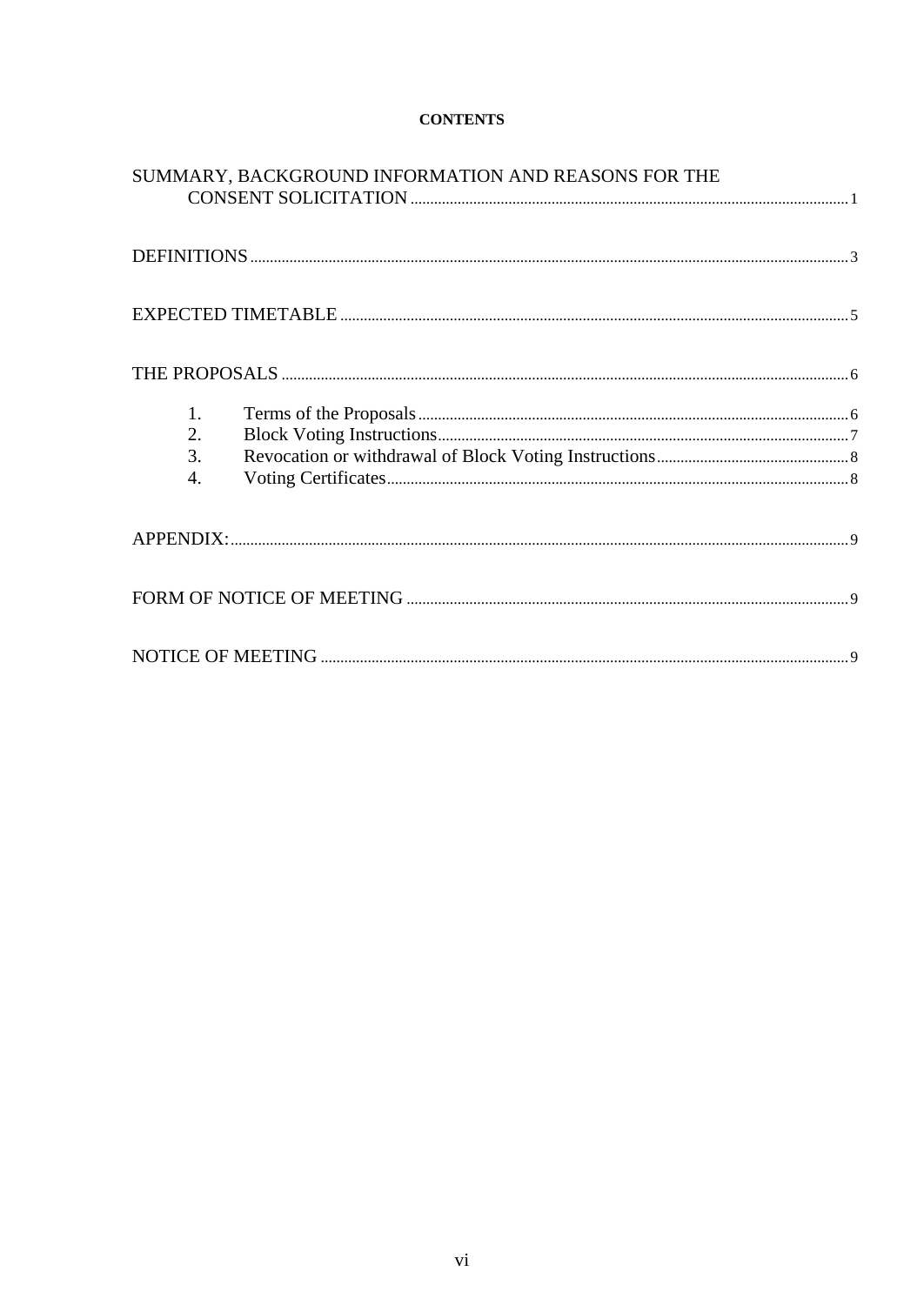**CONTENTS**

| | |
|---|---|
| SUMMARY, BACKGROUND INFORMATION AND REASONS FOR THE CONSENT SOLICITATION | 1 |
| DEFINITIONS | 3 |
| EXPECTED TIMETABLE | 5 |
| THE PROPOSALS | 6 |
| 1. Terms of the Proposals | 6 |
| 2. Block Voting Instructions | 7 |
| 3. Revocation or withdrawal of Block Voting Instructions | 8 |
| 4. Voting Certificates | 8 |
| APPENDIX: | 9 |
| FORM OF NOTICE OF MEETING | 9 |
| NOTICE OF MEETING | 9 |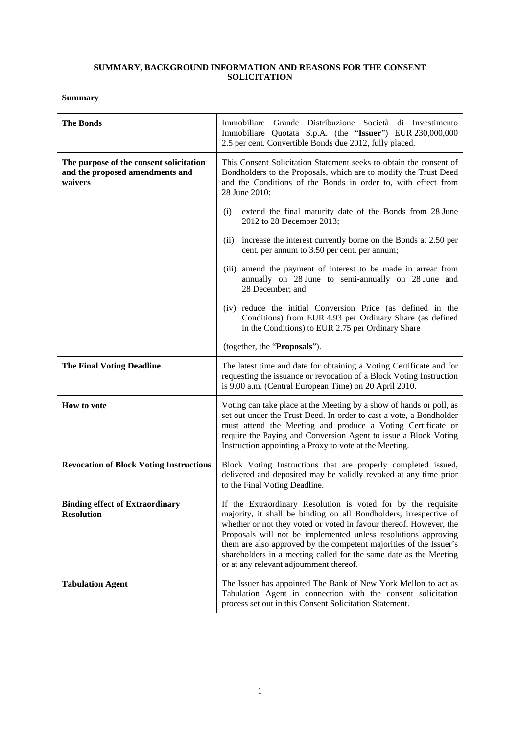**SUMMARY, BACKGROUND INFORMATION AND REASONS FOR THE CONSENT SOLICITATION**

**Summary**

| | |
|---|---|
| **The Bonds** | Immobiliare Grande Distribuzione Società di Investimento Immobiliare Quotata S.p.A. (the "**Issuer**") EUR 230,000,000 2.5 per cent. Convertible Bonds due 2012, fully placed. |
| **The purpose of the consent solicitation and the proposed amendments and waivers** | This Consent Solicitation Statement seeks to obtain the consent of Bondholders to the Proposals, which are to modify the Trust Deed and the Conditions of the Bonds in order to, with effect from 28 June 2010:<br><br>(i) extend the final maturity date of the Bonds from 28 June 2012 to 28 December 2013;<br><br>(ii) increase the interest currently borne on the Bonds at 2.50 per cent. per annum to 3.50 per cent. per annum;<br><br>(iii) amend the payment of interest to be made in arrear from annually on 28 June to semi-annually on 28 June and 28 December; and<br><br>(iv) reduce the initial Conversion Price (as defined in the Conditions) from EUR 4.93 per Ordinary Share (as defined in the Conditions) to EUR 2.75 per Ordinary Share<br><br>(together, the "**Proposals**"). |
| **The Final Voting Deadline** | The latest time and date for obtaining a Voting Certificate and for requesting the issuance or revocation of a Block Voting Instruction is 9.00 a.m. (Central European Time) on 20 April 2010. |
| **How to vote** | Voting can take place at the Meeting by a show of hands or poll, as set out under the Trust Deed. In order to cast a vote, a Bondholder must attend the Meeting and produce a Voting Certificate or require the Paying and Conversion Agent to issue a Block Voting Instruction appointing a Proxy to vote at the Meeting. |
| **Revocation of Block Voting Instructions** | Block Voting Instructions that are properly completed issued, delivered and deposited may be validly revoked at any time prior to the Final Voting Deadline. |
| **Binding effect of Extraordinary Resolution** | If the Extraordinary Resolution is voted for by the requisite majority, it shall be binding on all Bondholders, irrespective of whether or not they voted or voted in favour thereof. However, the Proposals will not be implemented unless resolutions approving them are also approved by the competent majorities of the Issuer's shareholders in a meeting called for the same date as the Meeting or at any relevant adjournment thereof. |
| **Tabulation Agent** | The Issuer has appointed The Bank of New York Mellon to act as Tabulation Agent in connection with the consent solicitation process set out in this Consent Solicitation Statement. |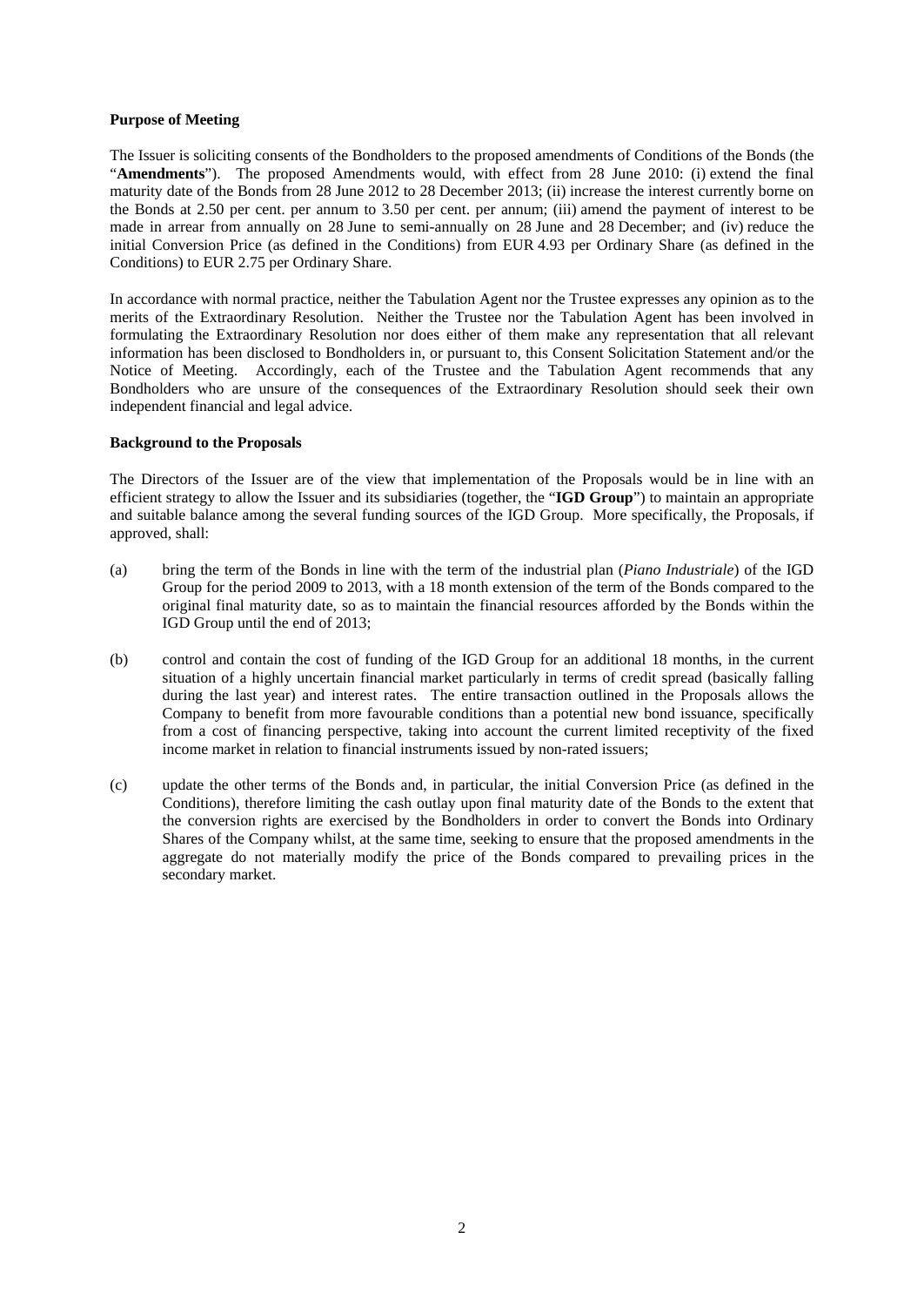**Purpose of Meeting**

The Issuer is soliciting consents of the Bondholders to the proposed amendments of Conditions of the Bonds (the "**Amendments**"). The proposed Amendments would, with effect from 28 June 2010: (i) extend the final maturity date of the Bonds from 28 June 2012 to 28 December 2013; (ii) increase the interest currently borne on the Bonds at 2.50 per cent. per annum to 3.50 per cent. per annum; (iii) amend the payment of interest to be made in arrear from annually on 28 June to semi-annually on 28 June and 28 December; and (iv) reduce the initial Conversion Price (as defined in the Conditions) from EUR 4.93 per Ordinary Share (as defined in the Conditions) to EUR 2.75 per Ordinary Share.

In accordance with normal practice, neither the Tabulation Agent nor the Trustee expresses any opinion as to the merits of the Extraordinary Resolution. Neither the Trustee nor the Tabulation Agent has been involved in formulating the Extraordinary Resolution nor does either of them make any representation that all relevant information has been disclosed to Bondholders in, or pursuant to, this Consent Solicitation Statement and/or the Notice of Meeting. Accordingly, each of the Trustee and the Tabulation Agent recommends that any Bondholders who are unsure of the consequences of the Extraordinary Resolution should seek their own independent financial and legal advice.

**Background to the Proposals**

The Directors of the Issuer are of the view that implementation of the Proposals would be in line with an efficient strategy to allow the Issuer and its subsidiaries (together, the "**IGD Group**") to maintain an appropriate and suitable balance among the several funding sources of the IGD Group. More specifically, the Proposals, if approved, shall:

(a) bring the term of the Bonds in line with the term of the industrial plan (*Piano Industriale*) of the IGD Group for the period 2009 to 2013, with a 18 month extension of the term of the Bonds compared to the original final maturity date, so as to maintain the financial resources afforded by the Bonds within the IGD Group until the end of 2013;

(b) control and contain the cost of funding of the IGD Group for an additional 18 months, in the current situation of a highly uncertain financial market particularly in terms of credit spread (basically falling during the last year) and interest rates. The entire transaction outlined in the Proposals allows the Company to benefit from more favourable conditions than a potential new bond issuance, specifically from a cost of financing perspective, taking into account the current limited receptivity of the fixed income market in relation to financial instruments issued by non-rated issuers;

(c) update the other terms of the Bonds and, in particular, the initial Conversion Price (as defined in the Conditions), therefore limiting the cash outlay upon final maturity date of the Bonds to the extent that the conversion rights are exercised by the Bondholders in order to convert the Bonds into Ordinary Shares of the Company whilst, at the same time, seeking to ensure that the proposed amendments in the aggregate do not materially modify the price of the Bonds compared to prevailing prices in the secondary market.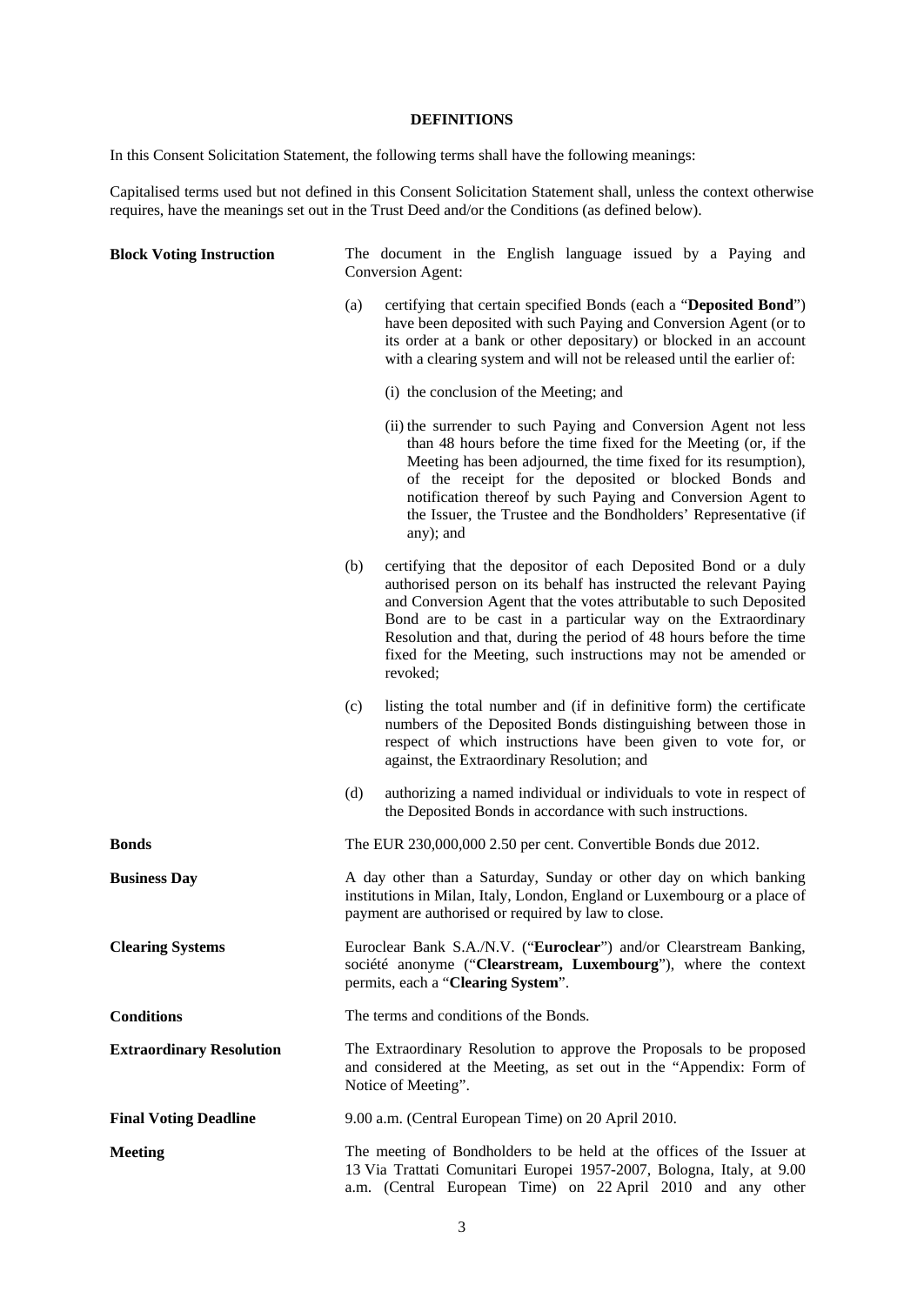## DEFINITIONS

In this Consent Solicitation Statement, the following terms shall have the following meanings:

Capitalised terms used but not defined in this Consent Solicitation Statement shall, unless the context otherwise requires, have the meanings set out in the Trust Deed and/or the Conditions (as defined below).

**Block Voting Instruction**

The document in the English language issued by a Paying and Conversion Agent:

(a) certifying that certain specified Bonds (each a "**Deposited Bond**") have been deposited with such Paying and Conversion Agent (or to its order at a bank or other depositary) or blocked in an account with a clearing system and will not be released until the earlier of:

(i) the conclusion of the Meeting; and

(ii) the surrender to such Paying and Conversion Agent not less than 48 hours before the time fixed for the Meeting (or, if the Meeting has been adjourned, the time fixed for its resumption), of the receipt for the deposited or blocked Bonds and notification thereof by such Paying and Conversion Agent to the Issuer, the Trustee and the Bondholders' Representative (if any); and

(b) certifying that the depositor of each Deposited Bond or a duly authorised person on its behalf has instructed the relevant Paying and Conversion Agent that the votes attributable to such Deposited Bond are to be cast in a particular way on the Extraordinary Resolution and that, during the period of 48 hours before the time fixed for the Meeting, such instructions may not be amended or revoked;

(c) listing the total number and (if in definitive form) the certificate numbers of the Deposited Bonds distinguishing between those in respect of which instructions have been given to vote for, or against, the Extraordinary Resolution; and

(d) authorizing a named individual or individuals to vote in respect of the Deposited Bonds in accordance with such instructions.

**Bonds**

The EUR 230,000,000 2.50 per cent. Convertible Bonds due 2012.

**Business Day**

A day other than a Saturday, Sunday or other day on which banking institutions in Milan, Italy, London, England or Luxembourg or a place of payment are authorised or required by law to close.

**Clearing Systems**

Euroclear Bank S.A./N.V. ("**Euroclear**") and/or Clearstream Banking, société anonyme ("**Clearstream, Luxembourg**"), where the context permits, each a "**Clearing System**".

**Conditions**

The terms and conditions of the Bonds.

**Extraordinary Resolution**

The Extraordinary Resolution to approve the Proposals to be proposed and considered at the Meeting, as set out in the "Appendix: Form of Notice of Meeting".

**Final Voting Deadline**

9.00 a.m. (Central European Time) on 20 April 2010.

**Meeting**

The meeting of Bondholders to be held at the offices of the Issuer at 13 Via Trattati Comunitari Europei 1957-2007, Bologna, Italy, at 9.00 a.m. (Central European Time) on 22 April 2010 and any other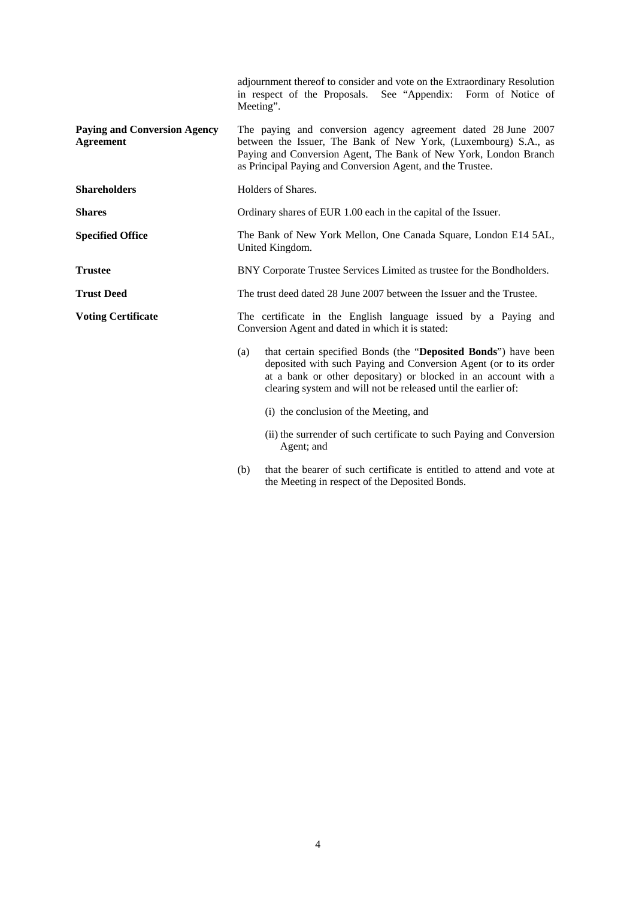| | |
|---|---|
| | adjournment thereof to consider and vote on the Extraordinary Resolution in respect of the Proposals. See "Appendix: Form of Notice of Meeting". |
| **Paying and Conversion Agency Agreement** | The paying and conversion agency agreement dated 28 June 2007 between the Issuer, The Bank of New York, (Luxembourg) S.A., as Paying and Conversion Agent, The Bank of New York, London Branch as Principal Paying and Conversion Agent, and the Trustee. |
| **Shareholders** | Holders of Shares. |
| **Shares** | Ordinary shares of EUR 1.00 each in the capital of the Issuer. |
| **Specified Office** | The Bank of New York Mellon, One Canada Square, London E14 5AL, United Kingdom. |
| **Trustee** | BNY Corporate Trustee Services Limited as trustee for the Bondholders. |
| **Trust Deed** | The trust deed dated 28 June 2007 between the Issuer and the Trustee. |
| **Voting Certificate** | The certificate in the English language issued by a Paying and Conversion Agent and dated in which it is stated: |

(a) that certain specified Bonds (the "**Deposited Bonds**") have been deposited with such Paying and Conversion Agent (or to its order at a bank or other depositary) or blocked in an account with a clearing system and will not be released until the earlier of:

(i) the conclusion of the Meeting, and

(ii) the surrender of such certificate to such Paying and Conversion Agent; and

(b) that the bearer of such certificate is entitled to attend and vote at the Meeting in respect of the Deposited Bonds.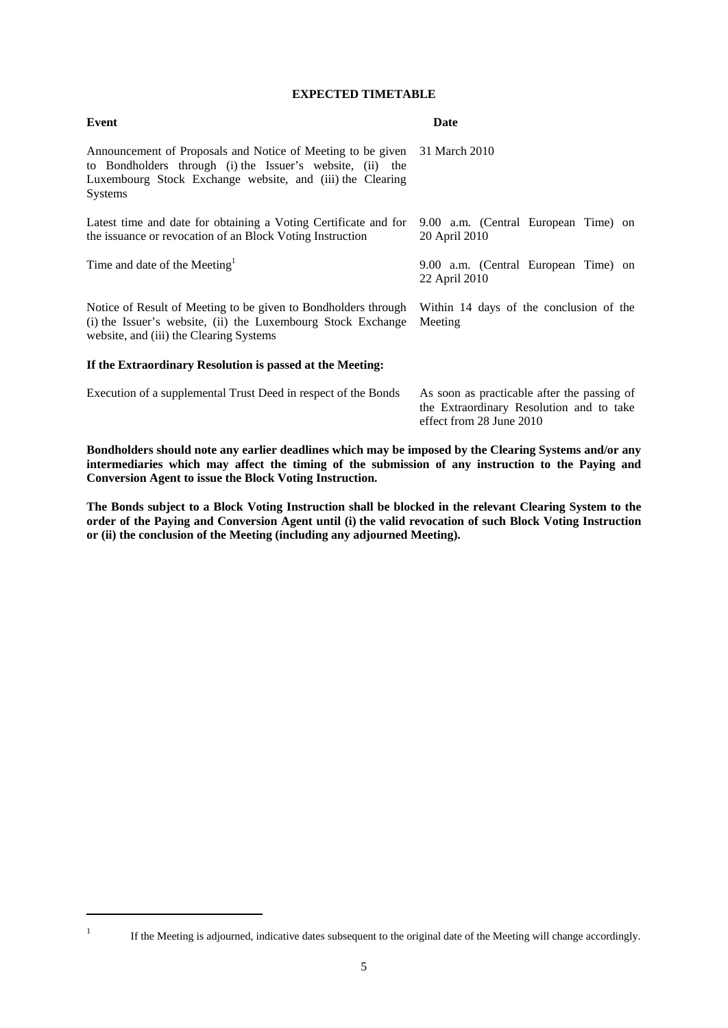**EXPECTED TIMETABLE**

| Event | Date |
|---|---|
| Announcement of Proposals and Notice of Meeting to be given to Bondholders through (i) the Issuer's website, (ii) the Luxembourg Stock Exchange website, and (iii) the Clearing Systems | 31 March 2010 |
| Latest time and date for obtaining a Voting Certificate and for the issuance or revocation of an Block Voting Instruction | 9.00 a.m. (Central European Time) on 20 April 2010 |
| Time and date of the Meeting[1] | 9.00 a.m. (Central European Time) on 22 April 2010 |
| Notice of Result of Meeting to be given to Bondholders through (i) the Issuer's website, (ii) the Luxembourg Stock Exchange website, and (iii) the Clearing Systems | Within 14 days of the conclusion of the Meeting |
| **If the Extraordinary Resolution is passed at the Meeting:** | |
| Execution of a supplemental Trust Deed in respect of the Bonds | As soon as practicable after the passing of the Extraordinary Resolution and to take effect from 28 June 2010 |

**Bondholders should note any earlier deadlines which may be imposed by the Clearing Systems and/or any intermediaries which may affect the timing of the submission of any instruction to the Paying and Conversion Agent to issue the Block Voting Instruction.**

**The Bonds subject to a Block Voting Instruction shall be blocked in the relevant Clearing System to the order of the Paying and Conversion Agent until (i) the valid revocation of such Block Voting Instruction or (ii) the conclusion of the Meeting (including any adjourned Meeting).**

[1] If the Meeting is adjourned, indicative dates subsequent to the original date of the Meeting will change accordingly.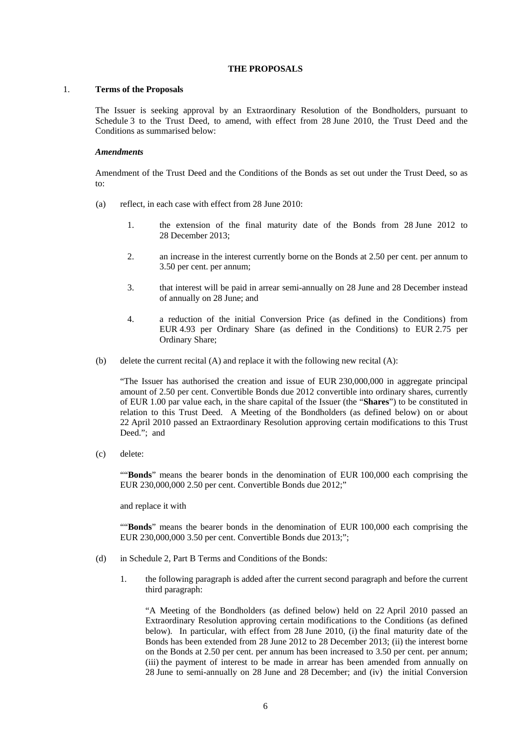## THE PROPOSALS

1. **Terms of the Proposals**

The Issuer is seeking approval by an Extraordinary Resolution of the Bondholders, pursuant to Schedule 3 to the Trust Deed, to amend, with effect from 28 June 2010, the Trust Deed and the Conditions as summarised below:

***Amendments***

Amendment of the Trust Deed and the Conditions of the Bonds as set out under the Trust Deed, so as to:

(a) reflect, in each case with effect from 28 June 2010:

   1. the extension of the final maturity date of the Bonds from 28 June 2012 to 28 December 2013;

   2. an increase in the interest currently borne on the Bonds at 2.50 per cent. per annum to 3.50 per cent. per annum;

   3. that interest will be paid in arrear semi-annually on 28 June and 28 December instead of annually on 28 June; and

   4. a reduction of the initial Conversion Price (as defined in the Conditions) from EUR 4.93 per Ordinary Share (as defined in the Conditions) to EUR 2.75 per Ordinary Share;

(b) delete the current recital (A) and replace it with the following new recital (A):

"The Issuer has authorised the creation and issue of EUR 230,000,000 in aggregate principal amount of 2.50 per cent. Convertible Bonds due 2012 convertible into ordinary shares, currently of EUR 1.00 par value each, in the share capital of the Issuer (the "**Shares**") to be constituted in relation to this Trust Deed. A Meeting of the Bondholders (as defined below) on or about 22 April 2010 passed an Extraordinary Resolution approving certain modifications to this Trust Deed."; and

(c) delete:

""**Bonds**" means the bearer bonds in the denomination of EUR 100,000 each comprising the EUR 230,000,000 2.50 per cent. Convertible Bonds due 2012;"

and replace it with

""**Bonds**" means the bearer bonds in the denomination of EUR 100,000 each comprising the EUR 230,000,000 3.50 per cent. Convertible Bonds due 2013;";

(d) in Schedule 2, Part B Terms and Conditions of the Bonds:

   1. the following paragraph is added after the current second paragraph and before the current third paragraph:

   "A Meeting of the Bondholders (as defined below) held on 22 April 2010 passed an Extraordinary Resolution approving certain modifications to the Conditions (as defined below). In particular, with effect from 28 June 2010, (i) the final maturity date of the Bonds has been extended from 28 June 2012 to 28 December 2013; (ii) the interest borne on the Bonds at 2.50 per cent. per annum has been increased to 3.50 per cent. per annum; (iii) the payment of interest to be made in arrear has been amended from annually on 28 June to semi-annually on 28 June and 28 December; and (iv) the initial Conversion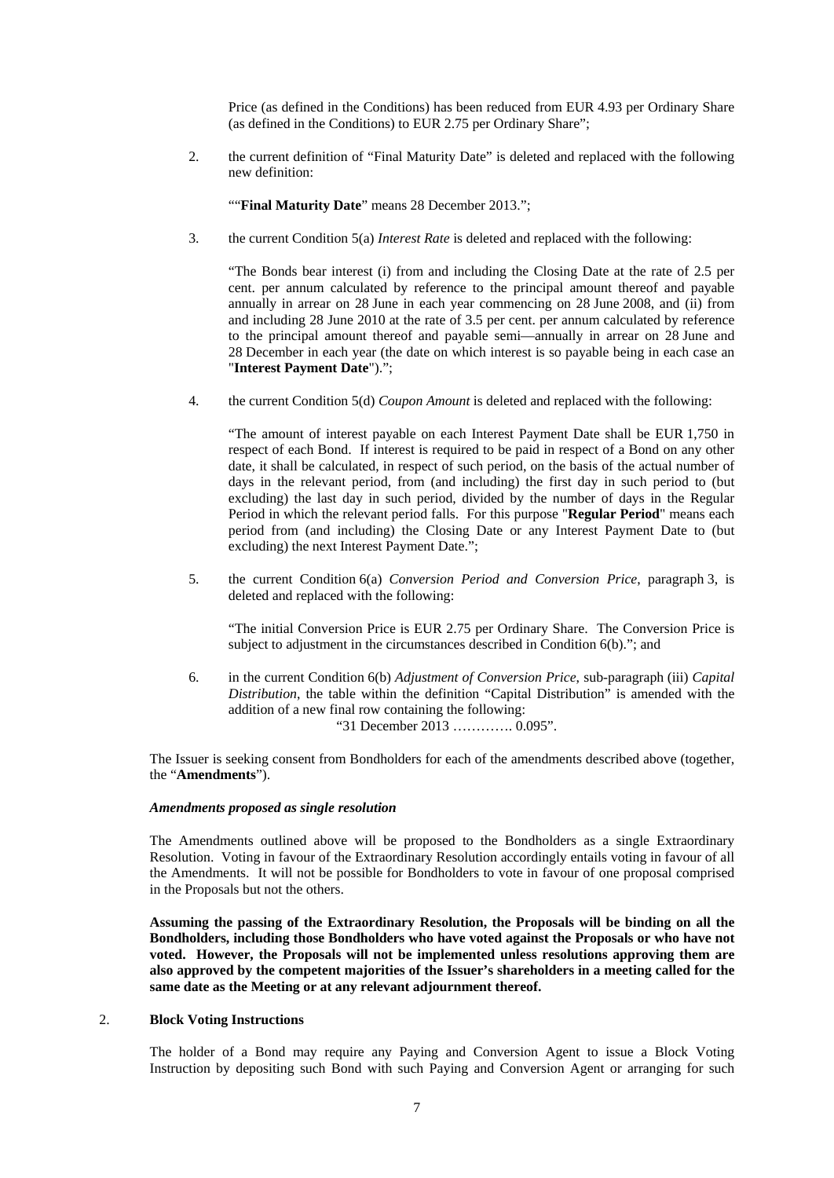Price (as defined in the Conditions) has been reduced from EUR 4.93 per Ordinary Share (as defined in the Conditions) to EUR 2.75 per Ordinary Share";

2. the current definition of "Final Maturity Date" is deleted and replaced with the following new definition:

   ""**Final Maturity Date**" means 28 December 2013.";

3. the current Condition 5(a) *Interest Rate* is deleted and replaced with the following:

   "The Bonds bear interest (i) from and including the Closing Date at the rate of 2.5 per cent. per annum calculated by reference to the principal amount thereof and payable annually in arrear on 28 June in each year commencing on 28 June 2008, and (ii) from and including 28 June 2010 at the rate of 3.5 per cent. per annum calculated by reference to the principal amount thereof and payable semi—annually in arrear on 28 June and 28 December in each year (the date on which interest is so payable being in each case an "**Interest Payment Date**").";

4. the current Condition 5(d) *Coupon Amount* is deleted and replaced with the following:

   "The amount of interest payable on each Interest Payment Date shall be EUR 1,750 in respect of each Bond. If interest is required to be paid in respect of a Bond on any other date, it shall be calculated, in respect of such period, on the basis of the actual number of days in the relevant period, from (and including) the first day in such period to (but excluding) the last day in such period, divided by the number of days in the Regular Period in which the relevant period falls. For this purpose "**Regular Period**" means each period from (and including) the Closing Date or any Interest Payment Date to (but excluding) the next Interest Payment Date.";

5. the current Condition 6(a) *Conversion Period and Conversion Price*, paragraph 3, is deleted and replaced with the following:

   "The initial Conversion Price is EUR 2.75 per Ordinary Share. The Conversion Price is subject to adjustment in the circumstances described in Condition 6(b)."; and

6. in the current Condition 6(b) *Adjustment of Conversion Price*, sub-paragraph (iii) *Capital Distribution*, the table within the definition "Capital Distribution" is amended with the addition of a new final row containing the following:

   "31 December 2013 …………. 0.095".

The Issuer is seeking consent from Bondholders for each of the amendments described above (together, the "**Amendments**").

***Amendments proposed as single resolution***

The Amendments outlined above will be proposed to the Bondholders as a single Extraordinary Resolution. Voting in favour of the Extraordinary Resolution accordingly entails voting in favour of all the Amendments. It will not be possible for Bondholders to vote in favour of one proposal comprised in the Proposals but not the others.

**Assuming the passing of the Extraordinary Resolution, the Proposals will be binding on all the Bondholders, including those Bondholders who have voted against the Proposals or who have not voted. However, the Proposals will not be implemented unless resolutions approving them are also approved by the competent majorities of the Issuer's shareholders in a meeting called for the same date as the Meeting or at any relevant adjournment thereof.**

## 2. Block Voting Instructions

The holder of a Bond may require any Paying and Conversion Agent to issue a Block Voting Instruction by depositing such Bond with such Paying and Conversion Agent or arranging for such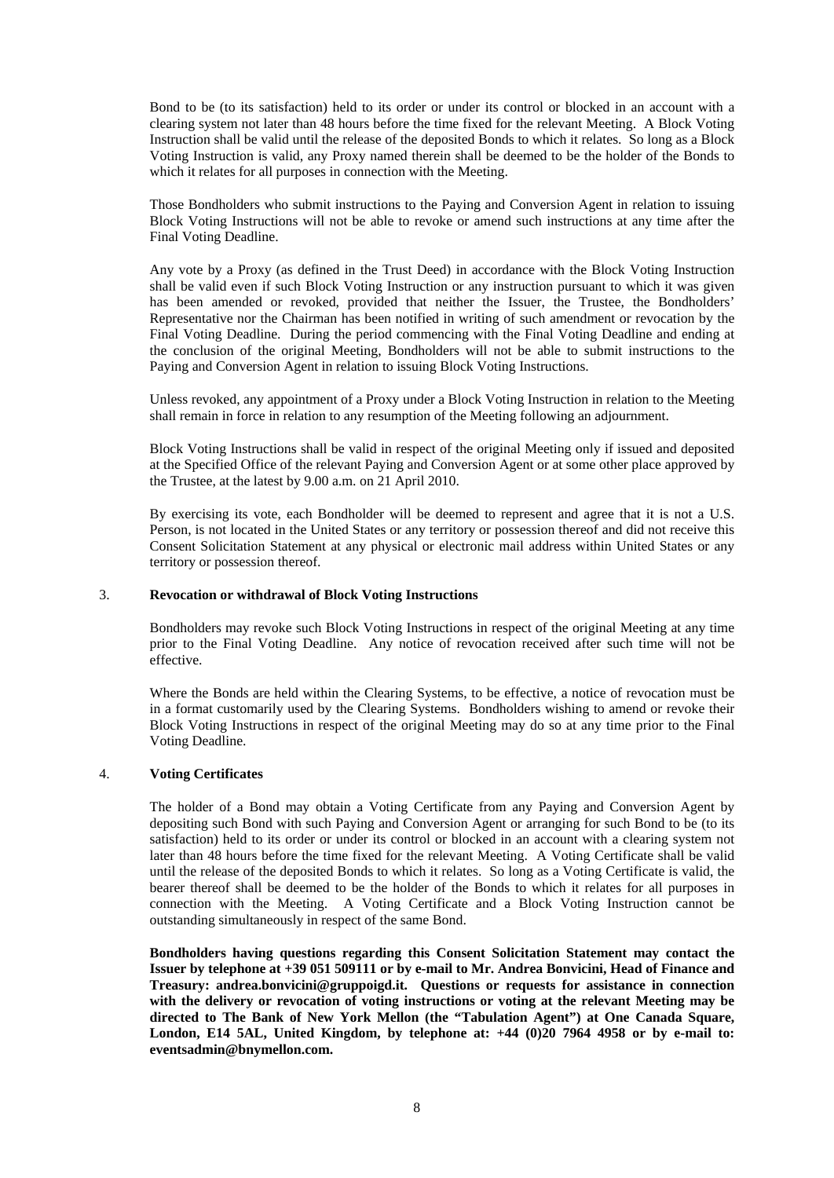Bond to be (to its satisfaction) held to its order or under its control or blocked in an account with a clearing system not later than 48 hours before the time fixed for the relevant Meeting. A Block Voting Instruction shall be valid until the release of the deposited Bonds to which it relates. So long as a Block Voting Instruction is valid, any Proxy named therein shall be deemed to be the holder of the Bonds to which it relates for all purposes in connection with the Meeting.

Those Bondholders who submit instructions to the Paying and Conversion Agent in relation to issuing Block Voting Instructions will not be able to revoke or amend such instructions at any time after the Final Voting Deadline.

Any vote by a Proxy (as defined in the Trust Deed) in accordance with the Block Voting Instruction shall be valid even if such Block Voting Instruction or any instruction pursuant to which it was given has been amended or revoked, provided that neither the Issuer, the Trustee, the Bondholders' Representative nor the Chairman has been notified in writing of such amendment or revocation by the Final Voting Deadline. During the period commencing with the Final Voting Deadline and ending at the conclusion of the original Meeting, Bondholders will not be able to submit instructions to the Paying and Conversion Agent in relation to issuing Block Voting Instructions.

Unless revoked, any appointment of a Proxy under a Block Voting Instruction in relation to the Meeting shall remain in force in relation to any resumption of the Meeting following an adjournment.

Block Voting Instructions shall be valid in respect of the original Meeting only if issued and deposited at the Specified Office of the relevant Paying and Conversion Agent or at some other place approved by the Trustee, at the latest by 9.00 a.m. on 21 April 2010.

By exercising its vote, each Bondholder will be deemed to represent and agree that it is not a U.S. Person, is not located in the United States or any territory or possession thereof and did not receive this Consent Solicitation Statement at any physical or electronic mail address within United States or any territory or possession thereof.

## 3. Revocation or withdrawal of Block Voting Instructions

Bondholders may revoke such Block Voting Instructions in respect of the original Meeting at any time prior to the Final Voting Deadline. Any notice of revocation received after such time will not be effective.

Where the Bonds are held within the Clearing Systems, to be effective, a notice of revocation must be in a format customarily used by the Clearing Systems. Bondholders wishing to amend or revoke their Block Voting Instructions in respect of the original Meeting may do so at any time prior to the Final Voting Deadline.

## 4. Voting Certificates

The holder of a Bond may obtain a Voting Certificate from any Paying and Conversion Agent by depositing such Bond with such Paying and Conversion Agent or arranging for such Bond to be (to its satisfaction) held to its order or under its control or blocked in an account with a clearing system not later than 48 hours before the time fixed for the relevant Meeting. A Voting Certificate shall be valid until the release of the deposited Bonds to which it relates. So long as a Voting Certificate is valid, the bearer thereof shall be deemed to be the holder of the Bonds to which it relates for all purposes in connection with the Meeting. A Voting Certificate and a Block Voting Instruction cannot be outstanding simultaneously in respect of the same Bond.

**Bondholders having questions regarding this Consent Solicitation Statement may contact the Issuer by telephone at +39 051 509111 or by e-mail to Mr. Andrea Bonvicini, Head of Finance and Treasury: andrea.bonvicini@gruppoigd.it. Questions or requests for assistance in connection with the delivery or revocation of voting instructions or voting at the relevant Meeting may be directed to The Bank of New York Mellon (the "Tabulation Agent") at One Canada Square, London, E14 5AL, United Kingdom, by telephone at: +44 (0)20 7964 4958 or by e-mail to: eventsadmin@bnymellon.com.**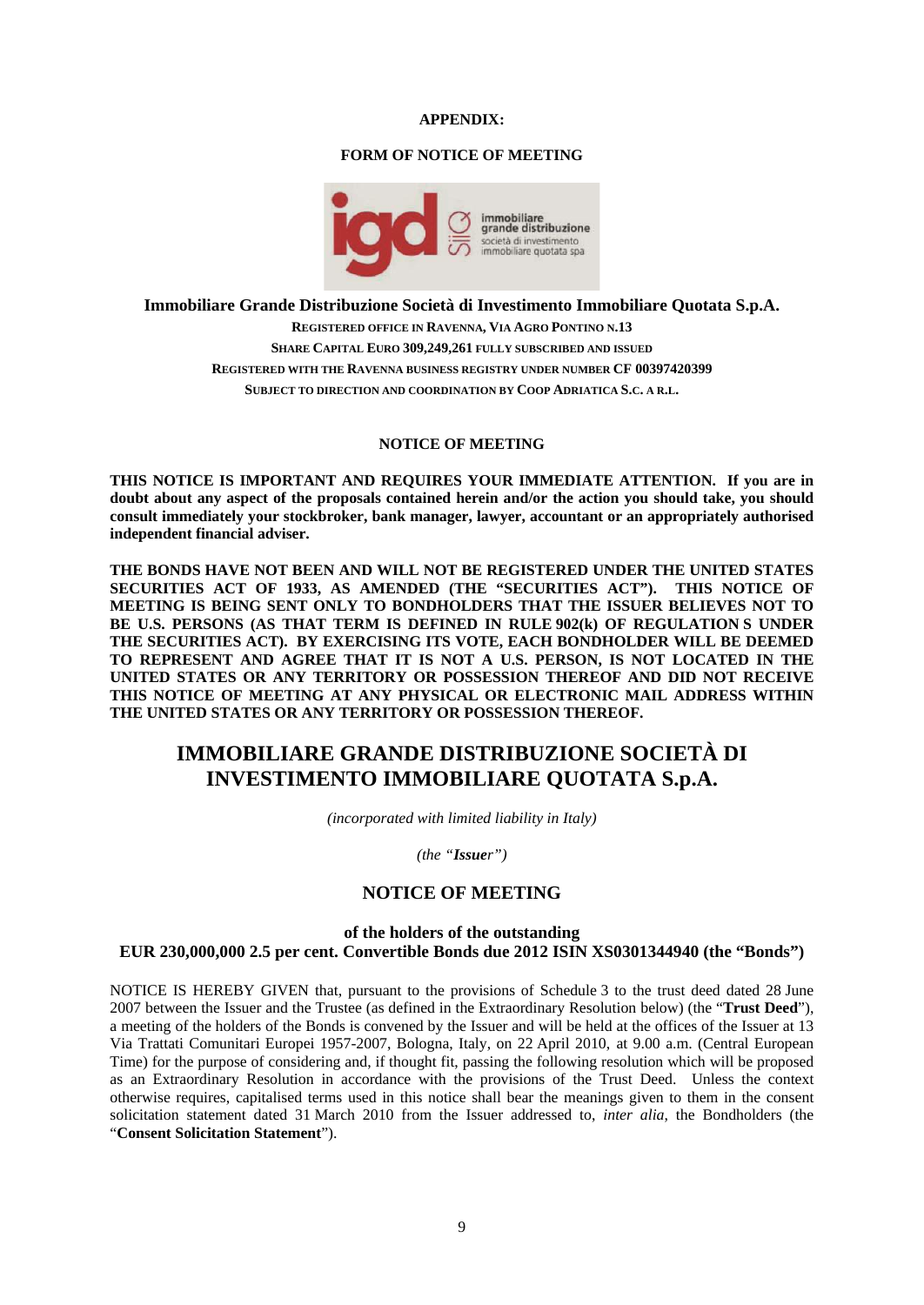**APPENDIX:**

**FORM OF NOTICE OF MEETING**

**Immobiliare Grande Distribuzione Società di Investimento Immobiliare Quotata S.p.A.**

**REGISTERED OFFICE IN RAVENNA, VIA AGRO PONTINO N.13**

**SHARE CAPITAL EURO 309,249,261 FULLY SUBSCRIBED AND ISSUED**

**REGISTERED WITH THE RAVENNA BUSINESS REGISTRY UNDER NUMBER CF 00397420399**

**SUBJECT TO DIRECTION AND COORDINATION BY COOP ADRIATICA S.C. A R.L.**

**NOTICE OF MEETING**

**THIS NOTICE IS IMPORTANT AND REQUIRES YOUR IMMEDIATE ATTENTION. If you are in doubt about any aspect of the proposals contained herein and/or the action you should take, you should consult immediately your stockbroker, bank manager, lawyer, accountant or an appropriately authorised independent financial adviser.**

**THE BONDS HAVE NOT BEEN AND WILL NOT BE REGISTERED UNDER THE UNITED STATES SECURITIES ACT OF 1933, AS AMENDED (THE "SECURITIES ACT"). THIS NOTICE OF MEETING IS BEING SENT ONLY TO BONDHOLDERS THAT THE ISSUER BELIEVES NOT TO BE U.S. PERSONS (AS THAT TERM IS DEFINED IN RULE 902(k) OF REGULATION S UNDER THE SECURITIES ACT). BY EXERCISING ITS VOTE, EACH BONDHOLDER WILL BE DEEMED TO REPRESENT AND AGREE THAT IT IS NOT A U.S. PERSON, IS NOT LOCATED IN THE UNITED STATES OR ANY TERRITORY OR POSSESSION THEREOF AND DID NOT RECEIVE THIS NOTICE OF MEETING AT ANY PHYSICAL OR ELECTRONIC MAIL ADDRESS WITHIN THE UNITED STATES OR ANY TERRITORY OR POSSESSION THEREOF.**

# IMMOBILIARE GRANDE DISTRIBUZIONE SOCIETÀ DI INVESTIMENTO IMMOBILIARE QUOTATA S.p.A.

*(incorporated with limited liability in Italy)*

*(the "**Issuer**")*

## NOTICE OF MEETING

**of the holders of the outstanding EUR 230,000,000 2.5 per cent. Convertible Bonds due 2012 ISIN XS0301344940 (the "Bonds")**

NOTICE IS HEREBY GIVEN that, pursuant to the provisions of Schedule 3 to the trust deed dated 28 June 2007 between the Issuer and the Trustee (as defined in the Extraordinary Resolution below) (the "**Trust Deed**"), a meeting of the holders of the Bonds is convened by the Issuer and will be held at the offices of the Issuer at 13 Via Trattati Comunitari Europei 1957-2007, Bologna, Italy, on 22 April 2010, at 9.00 a.m. (Central European Time) for the purpose of considering and, if thought fit, passing the following resolution which will be proposed as an Extraordinary Resolution in accordance with the provisions of the Trust Deed. Unless the context otherwise requires, capitalised terms used in this notice shall bear the meanings given to them in the consent solicitation statement dated 31 March 2010 from the Issuer addressed to, *inter alia*, the Bondholders (the "**Consent Solicitation Statement**").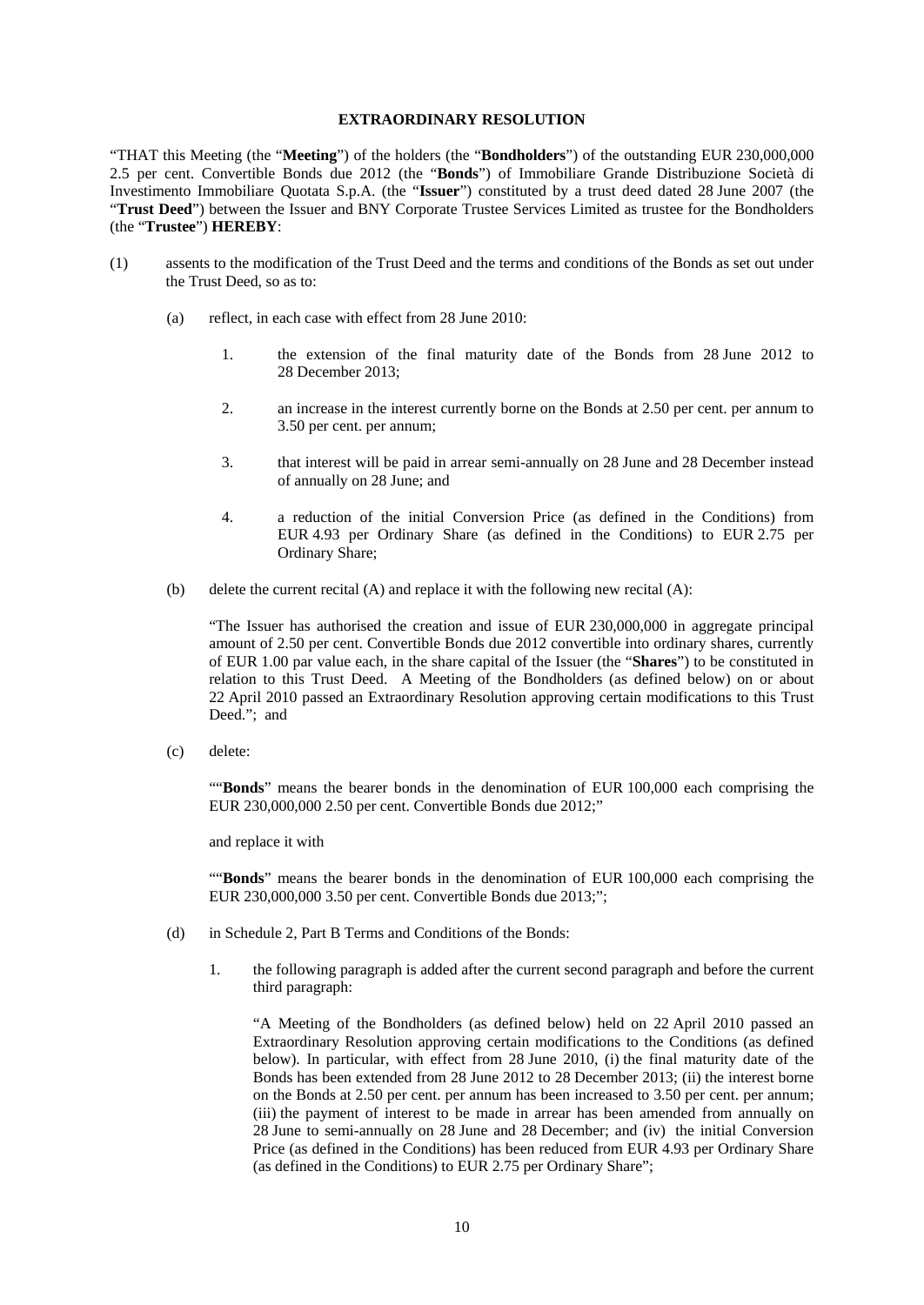**EXTRAORDINARY RESOLUTION**

"THAT this Meeting (the "**Meeting**") of the holders (the "**Bondholders**") of the outstanding EUR 230,000,000 2.5 per cent. Convertible Bonds due 2012 (the "**Bonds**") of Immobiliare Grande Distribuzione Società di Investimento Immobiliare Quotata S.p.A. (the "**Issuer**") constituted by a trust deed dated 28 June 2007 (the "**Trust Deed**") between the Issuer and BNY Corporate Trustee Services Limited as trustee for the Bondholders (the "**Trustee**") **HEREBY**:

(1) assents to the modification of the Trust Deed and the terms and conditions of the Bonds as set out under the Trust Deed, so as to:

   (a) reflect, in each case with effect from 28 June 2010:

      1. the extension of the final maturity date of the Bonds from 28 June 2012 to 28 December 2013;

      2. an increase in the interest currently borne on the Bonds at 2.50 per cent. per annum to 3.50 per cent. per annum;

      3. that interest will be paid in arrear semi-annually on 28 June and 28 December instead of annually on 28 June; and

      4. a reduction of the initial Conversion Price (as defined in the Conditions) from EUR 4.93 per Ordinary Share (as defined in the Conditions) to EUR 2.75 per Ordinary Share;

   (b) delete the current recital (A) and replace it with the following new recital (A):

   "The Issuer has authorised the creation and issue of EUR 230,000,000 in aggregate principal amount of 2.50 per cent. Convertible Bonds due 2012 convertible into ordinary shares, currently of EUR 1.00 par value each, in the share capital of the Issuer (the "**Shares**") to be constituted in relation to this Trust Deed. A Meeting of the Bondholders (as defined below) on or about 22 April 2010 passed an Extraordinary Resolution approving certain modifications to this Trust Deed."; and

   (c) delete:

   ""**Bonds**" means the bearer bonds in the denomination of EUR 100,000 each comprising the EUR 230,000,000 2.50 per cent. Convertible Bonds due 2012;"

   and replace it with

   ""**Bonds**" means the bearer bonds in the denomination of EUR 100,000 each comprising the EUR 230,000,000 3.50 per cent. Convertible Bonds due 2013;";

   (d) in Schedule 2, Part B Terms and Conditions of the Bonds:

      1. the following paragraph is added after the current second paragraph and before the current third paragraph:

      "A Meeting of the Bondholders (as defined below) held on 22 April 2010 passed an Extraordinary Resolution approving certain modifications to the Conditions (as defined below). In particular, with effect from 28 June 2010, (i) the final maturity date of the Bonds has been extended from 28 June 2012 to 28 December 2013; (ii) the interest borne on the Bonds at 2.50 per cent. per annum has been increased to 3.50 per cent. per annum; (iii) the payment of interest to be made in arrear has been amended from annually on 28 June to semi-annually on 28 June and 28 December; and (iv) the initial Conversion Price (as defined in the Conditions) has been reduced from EUR 4.93 per Ordinary Share (as defined in the Conditions) to EUR 2.75 per Ordinary Share";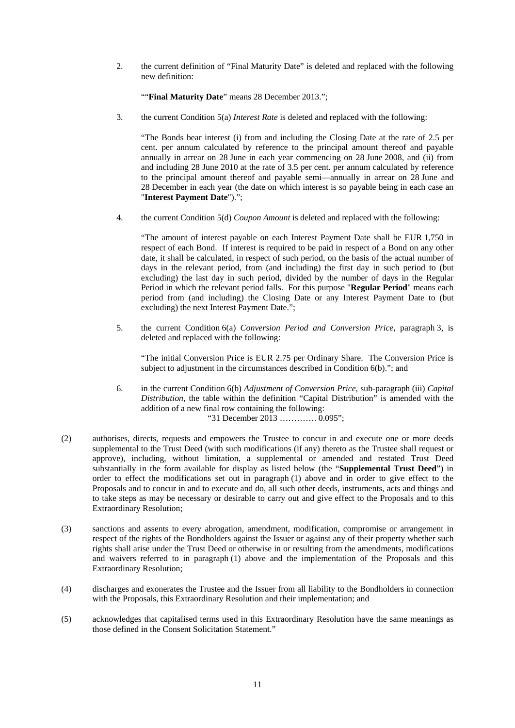2. the current definition of "Final Maturity Date" is deleted and replaced with the following new definition:

   ""**Final Maturity Date**" means 28 December 2013.";

3. the current Condition 5(a) *Interest Rate* is deleted and replaced with the following:

   "The Bonds bear interest (i) from and including the Closing Date at the rate of 2.5 per cent. per annum calculated by reference to the principal amount thereof and payable annually in arrear on 28 June in each year commencing on 28 June 2008, and (ii) from and including 28 June 2010 at the rate of 3.5 per cent. per annum calculated by reference to the principal amount thereof and payable semi—annually in arrear on 28 June and 28 December in each year (the date on which interest is so payable being in each case an "**Interest Payment Date**").";

4. the current Condition 5(d) *Coupon Amount* is deleted and replaced with the following:

   "The amount of interest payable on each Interest Payment Date shall be EUR 1,750 in respect of each Bond. If interest is required to be paid in respect of a Bond on any other date, it shall be calculated, in respect of such period, on the basis of the actual number of days in the relevant period, from (and including) the first day in such period to (but excluding) the last day in such period, divided by the number of days in the Regular Period in which the relevant period falls. For this purpose "**Regular Period**" means each period from (and including) the Closing Date or any Interest Payment Date to (but excluding) the next Interest Payment Date.";

5. the current Condition 6(a) *Conversion Period and Conversion Price*, paragraph 3, is deleted and replaced with the following:

   "The initial Conversion Price is EUR 2.75 per Ordinary Share. The Conversion Price is subject to adjustment in the circumstances described in Condition 6(b)."; and

6. in the current Condition 6(b) *Adjustment of Conversion Price*, sub-paragraph (iii) *Capital Distribution*, the table within the definition "Capital Distribution" is amended with the addition of a new final row containing the following:

   "31 December 2013 …………. 0.095";

(2) authorises, directs, requests and empowers the Trustee to concur in and execute one or more deeds supplemental to the Trust Deed (with such modifications (if any) thereto as the Trustee shall request or approve), including, without limitation, a supplemental or amended and restated Trust Deed substantially in the form available for display as listed below (the "**Supplemental Trust Deed**") in order to effect the modifications set out in paragraph (1) above and in order to give effect to the Proposals and to concur in and to execute and do, all such other deeds, instruments, acts and things and to take steps as may be necessary or desirable to carry out and give effect to the Proposals and to this Extraordinary Resolution;

(3) sanctions and assents to every abrogation, amendment, modification, compromise or arrangement in respect of the rights of the Bondholders against the Issuer or against any of their property whether such rights shall arise under the Trust Deed or otherwise in or resulting from the amendments, modifications and waivers referred to in paragraph (1) above and the implementation of the Proposals and this Extraordinary Resolution;

(4) discharges and exonerates the Trustee and the Issuer from all liability to the Bondholders in connection with the Proposals, this Extraordinary Resolution and their implementation; and

(5) acknowledges that capitalised terms used in this Extraordinary Resolution have the same meanings as those defined in the Consent Solicitation Statement."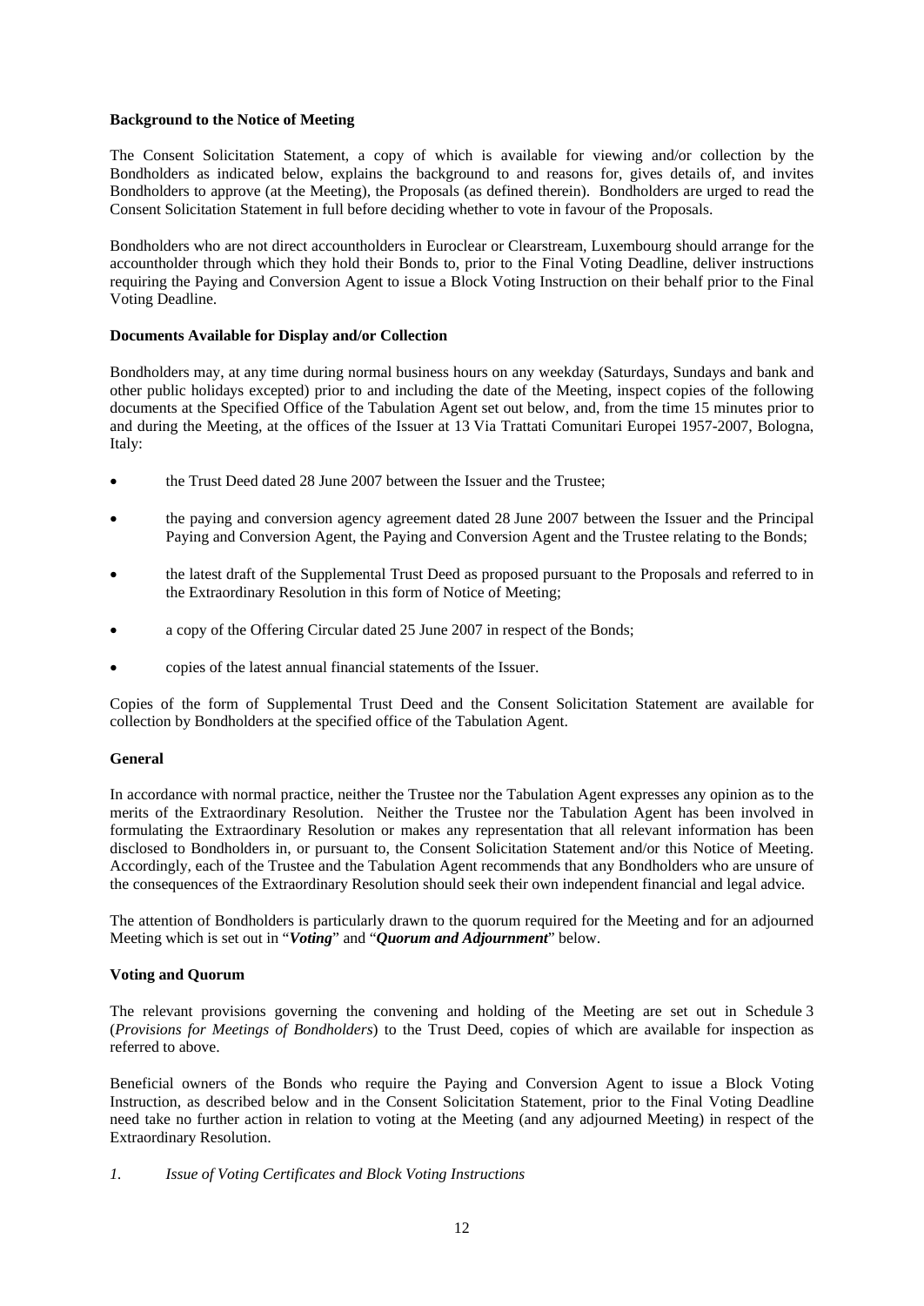**Background to the Notice of Meeting**

The Consent Solicitation Statement, a copy of which is available for viewing and/or collection by the Bondholders as indicated below, explains the background to and reasons for, gives details of, and invites Bondholders to approve (at the Meeting), the Proposals (as defined therein). Bondholders are urged to read the Consent Solicitation Statement in full before deciding whether to vote in favour of the Proposals.

Bondholders who are not direct accountholders in Euroclear or Clearstream, Luxembourg should arrange for the accountholder through which they hold their Bonds to, prior to the Final Voting Deadline, deliver instructions requiring the Paying and Conversion Agent to issue a Block Voting Instruction on their behalf prior to the Final Voting Deadline.

**Documents Available for Display and/or Collection**

Bondholders may, at any time during normal business hours on any weekday (Saturdays, Sundays and bank and other public holidays excepted) prior to and including the date of the Meeting, inspect copies of the following documents at the Specified Office of the Tabulation Agent set out below, and, from the time 15 minutes prior to and during the Meeting, at the offices of the Issuer at 13 Via Trattati Comunitari Europei 1957-2007, Bologna, Italy:

- the Trust Deed dated 28 June 2007 between the Issuer and the Trustee;
- the paying and conversion agency agreement dated 28 June 2007 between the Issuer and the Principal Paying and Conversion Agent, the Paying and Conversion Agent and the Trustee relating to the Bonds;
- the latest draft of the Supplemental Trust Deed as proposed pursuant to the Proposals and referred to in the Extraordinary Resolution in this form of Notice of Meeting;
- a copy of the Offering Circular dated 25 June 2007 in respect of the Bonds;
- copies of the latest annual financial statements of the Issuer.

Copies of the form of Supplemental Trust Deed and the Consent Solicitation Statement are available for collection by Bondholders at the specified office of the Tabulation Agent.

**General**

In accordance with normal practice, neither the Trustee nor the Tabulation Agent expresses any opinion as to the merits of the Extraordinary Resolution. Neither the Trustee nor the Tabulation Agent has been involved in formulating the Extraordinary Resolution or makes any representation that all relevant information has been disclosed to Bondholders in, or pursuant to, the Consent Solicitation Statement and/or this Notice of Meeting. Accordingly, each of the Trustee and the Tabulation Agent recommends that any Bondholders who are unsure of the consequences of the Extraordinary Resolution should seek their own independent financial and legal advice.

The attention of Bondholders is particularly drawn to the quorum required for the Meeting and for an adjourned Meeting which is set out in "***Voting***" and "***Quorum and Adjournment***" below.

**Voting and Quorum**

The relevant provisions governing the convening and holding of the Meeting are set out in Schedule 3 (*Provisions for Meetings of Bondholders*) to the Trust Deed, copies of which are available for inspection as referred to above.

Beneficial owners of the Bonds who require the Paying and Conversion Agent to issue a Block Voting Instruction, as described below and in the Consent Solicitation Statement, prior to the Final Voting Deadline need take no further action in relation to voting at the Meeting (and any adjourned Meeting) in respect of the Extraordinary Resolution.

*1. Issue of Voting Certificates and Block Voting Instructions*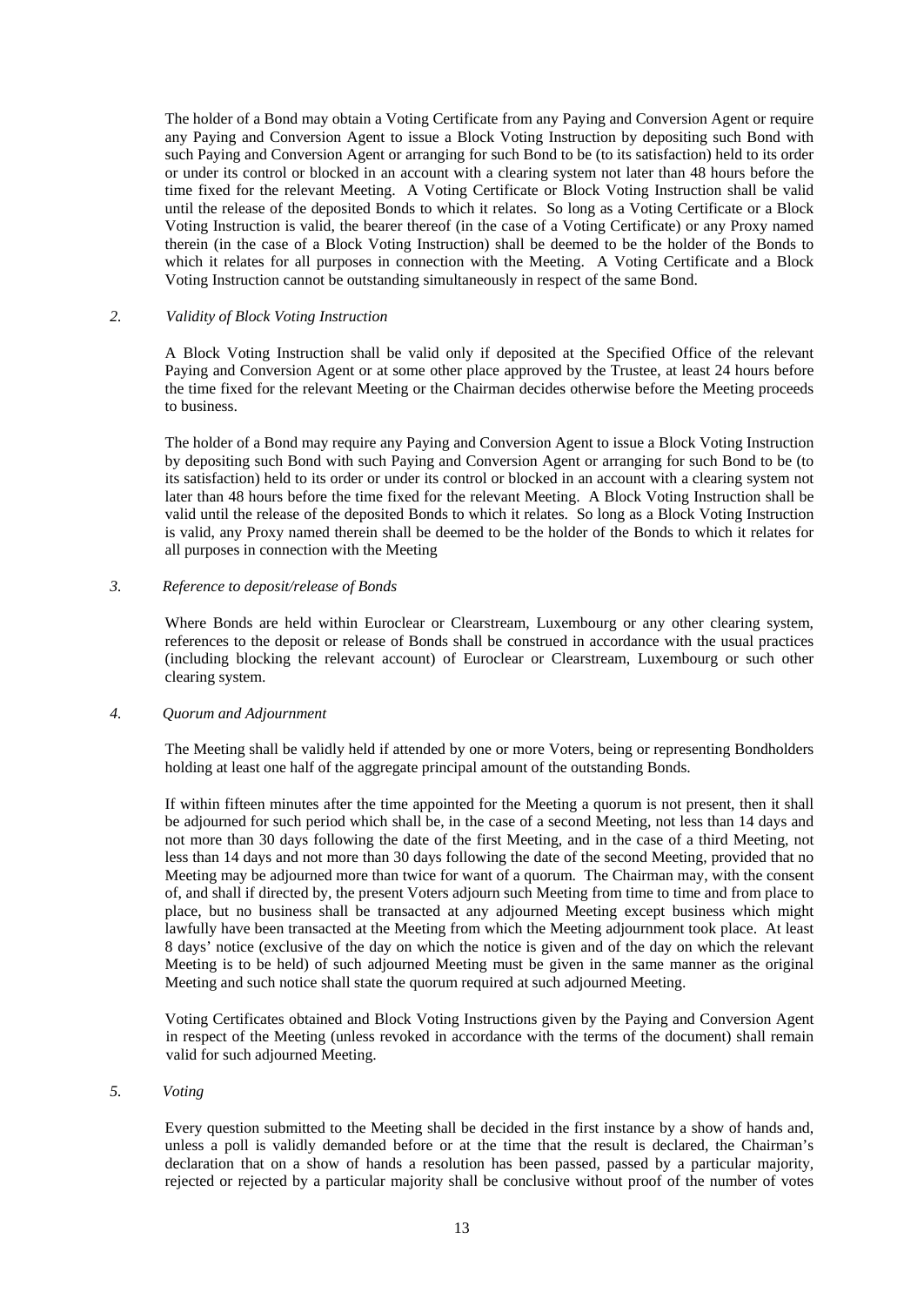The holder of a Bond may obtain a Voting Certificate from any Paying and Conversion Agent or require any Paying and Conversion Agent to issue a Block Voting Instruction by depositing such Bond with such Paying and Conversion Agent or arranging for such Bond to be (to its satisfaction) held to its order or under its control or blocked in an account with a clearing system not later than 48 hours before the time fixed for the relevant Meeting. A Voting Certificate or Block Voting Instruction shall be valid until the release of the deposited Bonds to which it relates. So long as a Voting Certificate or a Block Voting Instruction is valid, the bearer thereof (in the case of a Voting Certificate) or any Proxy named therein (in the case of a Block Voting Instruction) shall be deemed to be the holder of the Bonds to which it relates for all purposes in connection with the Meeting. A Voting Certificate and a Block Voting Instruction cannot be outstanding simultaneously in respect of the same Bond.

2. *Validity of Block Voting Instruction*

A Block Voting Instruction shall be valid only if deposited at the Specified Office of the relevant Paying and Conversion Agent or at some other place approved by the Trustee, at least 24 hours before the time fixed for the relevant Meeting or the Chairman decides otherwise before the Meeting proceeds to business.

The holder of a Bond may require any Paying and Conversion Agent to issue a Block Voting Instruction by depositing such Bond with such Paying and Conversion Agent or arranging for such Bond to be (to its satisfaction) held to its order or under its control or blocked in an account with a clearing system not later than 48 hours before the time fixed for the relevant Meeting. A Block Voting Instruction shall be valid until the release of the deposited Bonds to which it relates. So long as a Block Voting Instruction is valid, any Proxy named therein shall be deemed to be the holder of the Bonds to which it relates for all purposes in connection with the Meeting

3. *Reference to deposit/release of Bonds*

Where Bonds are held within Euroclear or Clearstream, Luxembourg or any other clearing system, references to the deposit or release of Bonds shall be construed in accordance with the usual practices (including blocking the relevant account) of Euroclear or Clearstream, Luxembourg or such other clearing system.

4. *Quorum and Adjournment*

The Meeting shall be validly held if attended by one or more Voters, being or representing Bondholders holding at least one half of the aggregate principal amount of the outstanding Bonds.

If within fifteen minutes after the time appointed for the Meeting a quorum is not present, then it shall be adjourned for such period which shall be, in the case of a second Meeting, not less than 14 days and not more than 30 days following the date of the first Meeting, and in the case of a third Meeting, not less than 14 days and not more than 30 days following the date of the second Meeting, provided that no Meeting may be adjourned more than twice for want of a quorum. The Chairman may, with the consent of, and shall if directed by, the present Voters adjourn such Meeting from time to time and from place to place, but no business shall be transacted at any adjourned Meeting except business which might lawfully have been transacted at the Meeting from which the Meeting adjournment took place. At least 8 days' notice (exclusive of the day on which the notice is given and of the day on which the relevant Meeting is to be held) of such adjourned Meeting must be given in the same manner as the original Meeting and such notice shall state the quorum required at such adjourned Meeting.

Voting Certificates obtained and Block Voting Instructions given by the Paying and Conversion Agent in respect of the Meeting (unless revoked in accordance with the terms of the document) shall remain valid for such adjourned Meeting.

5. *Voting*

Every question submitted to the Meeting shall be decided in the first instance by a show of hands and, unless a poll is validly demanded before or at the time that the result is declared, the Chairman's declaration that on a show of hands a resolution has been passed, passed by a particular majority, rejected or rejected by a particular majority shall be conclusive without proof of the number of votes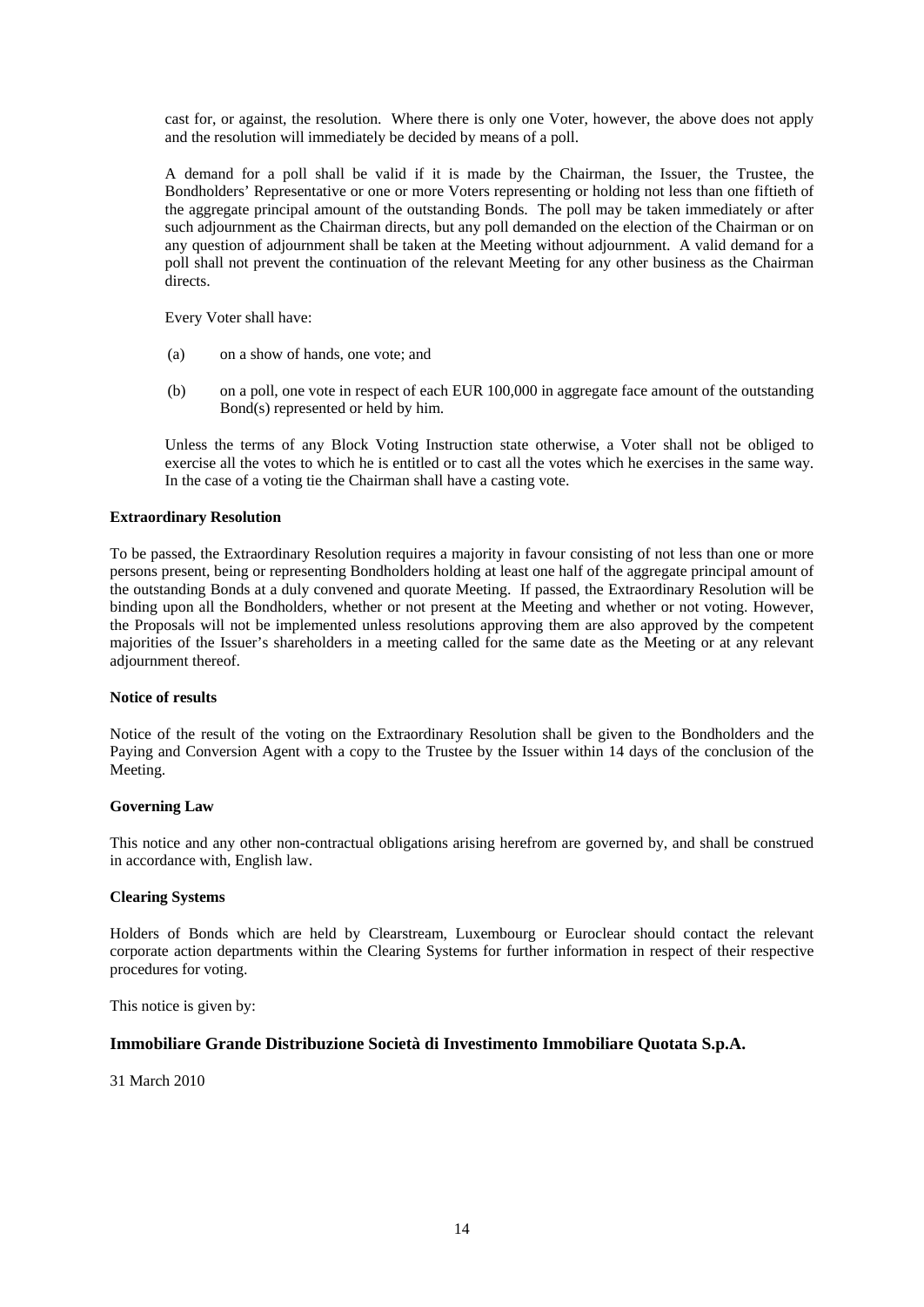cast for, or against, the resolution. Where there is only one Voter, however, the above does not apply and the resolution will immediately be decided by means of a poll.

A demand for a poll shall be valid if it is made by the Chairman, the Issuer, the Trustee, the Bondholders' Representative or one or more Voters representing or holding not less than one fiftieth of the aggregate principal amount of the outstanding Bonds. The poll may be taken immediately or after such adjournment as the Chairman directs, but any poll demanded on the election of the Chairman or on any question of adjournment shall be taken at the Meeting without adjournment. A valid demand for a poll shall not prevent the continuation of the relevant Meeting for any other business as the Chairman directs.

Every Voter shall have:

(a) on a show of hands, one vote; and

(b) on a poll, one vote in respect of each EUR 100,000 in aggregate face amount of the outstanding Bond(s) represented or held by him.

Unless the terms of any Block Voting Instruction state otherwise, a Voter shall not be obliged to exercise all the votes to which he is entitled or to cast all the votes which he exercises in the same way. In the case of a voting tie the Chairman shall have a casting vote.

**Extraordinary Resolution**

To be passed, the Extraordinary Resolution requires a majority in favour consisting of not less than one or more persons present, being or representing Bondholders holding at least one half of the aggregate principal amount of the outstanding Bonds at a duly convened and quorate Meeting. If passed, the Extraordinary Resolution will be binding upon all the Bondholders, whether or not present at the Meeting and whether or not voting. However, the Proposals will not be implemented unless resolutions approving them are also approved by the competent majorities of the Issuer's shareholders in a meeting called for the same date as the Meeting or at any relevant adjournment thereof.

**Notice of results**

Notice of the result of the voting on the Extraordinary Resolution shall be given to the Bondholders and the Paying and Conversion Agent with a copy to the Trustee by the Issuer within 14 days of the conclusion of the Meeting.

**Governing Law**

This notice and any other non-contractual obligations arising herefrom are governed by, and shall be construed in accordance with, English law.

**Clearing Systems**

Holders of Bonds which are held by Clearstream, Luxembourg or Euroclear should contact the relevant corporate action departments within the Clearing Systems for further information in respect of their respective procedures for voting.

This notice is given by:

**Immobiliare Grande Distribuzione Società di Investimento Immobiliare Quotata S.p.A.**

31 March 2010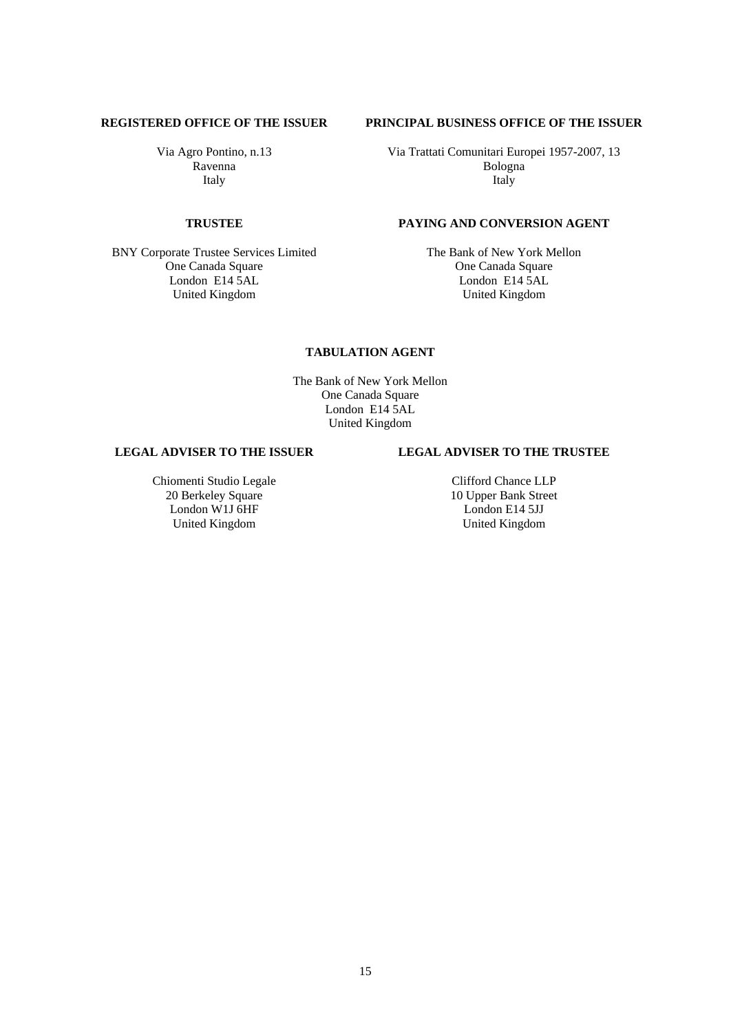**REGISTERED OFFICE OF THE ISSUER**

Via Agro Pontino, n.13
Ravenna
Italy

**PRINCIPAL BUSINESS OFFICE OF THE ISSUER**

Via Trattati Comunitari Europei 1957-2007, 13
Bologna
Italy

**TRUSTEE**

BNY Corporate Trustee Services Limited
One Canada Square
London E14 5AL
United Kingdom

**PAYING AND CONVERSION AGENT**

The Bank of New York Mellon
One Canada Square
London E14 5AL
United Kingdom

**TABULATION AGENT**

The Bank of New York Mellon
One Canada Square
London E14 5AL
United Kingdom

**LEGAL ADVISER TO THE ISSUER**

Chiomenti Studio Legale
20 Berkeley Square
London W1J 6HF
United Kingdom

**LEGAL ADVISER TO THE TRUSTEE**

Clifford Chance LLP
10 Upper Bank Street
London E14 5JJ
United Kingdom